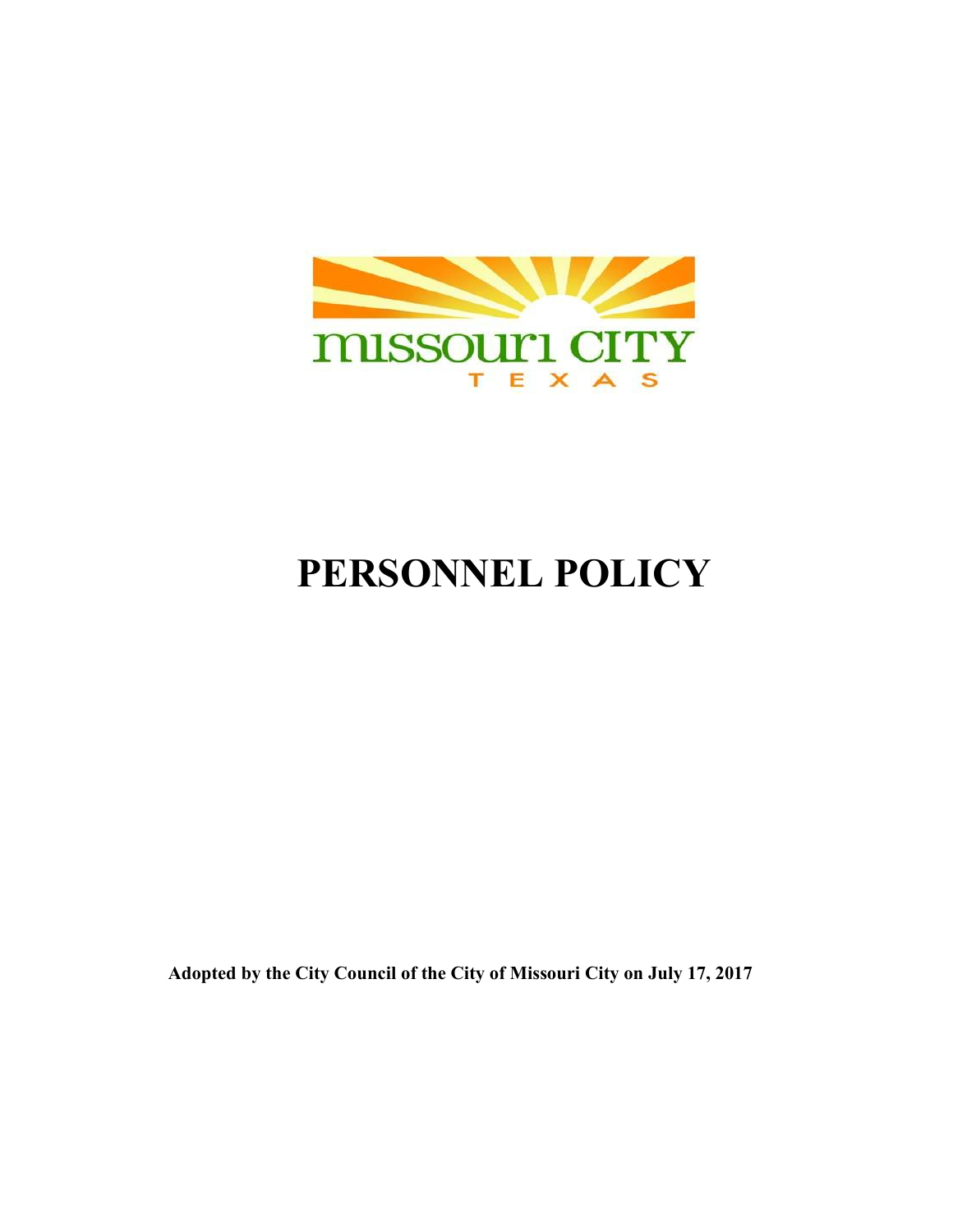missouri CITY

TEXAS

# PERSONNEL POLICY

**Adopted by the City Council of the City of Missouri City on July 17, 2017**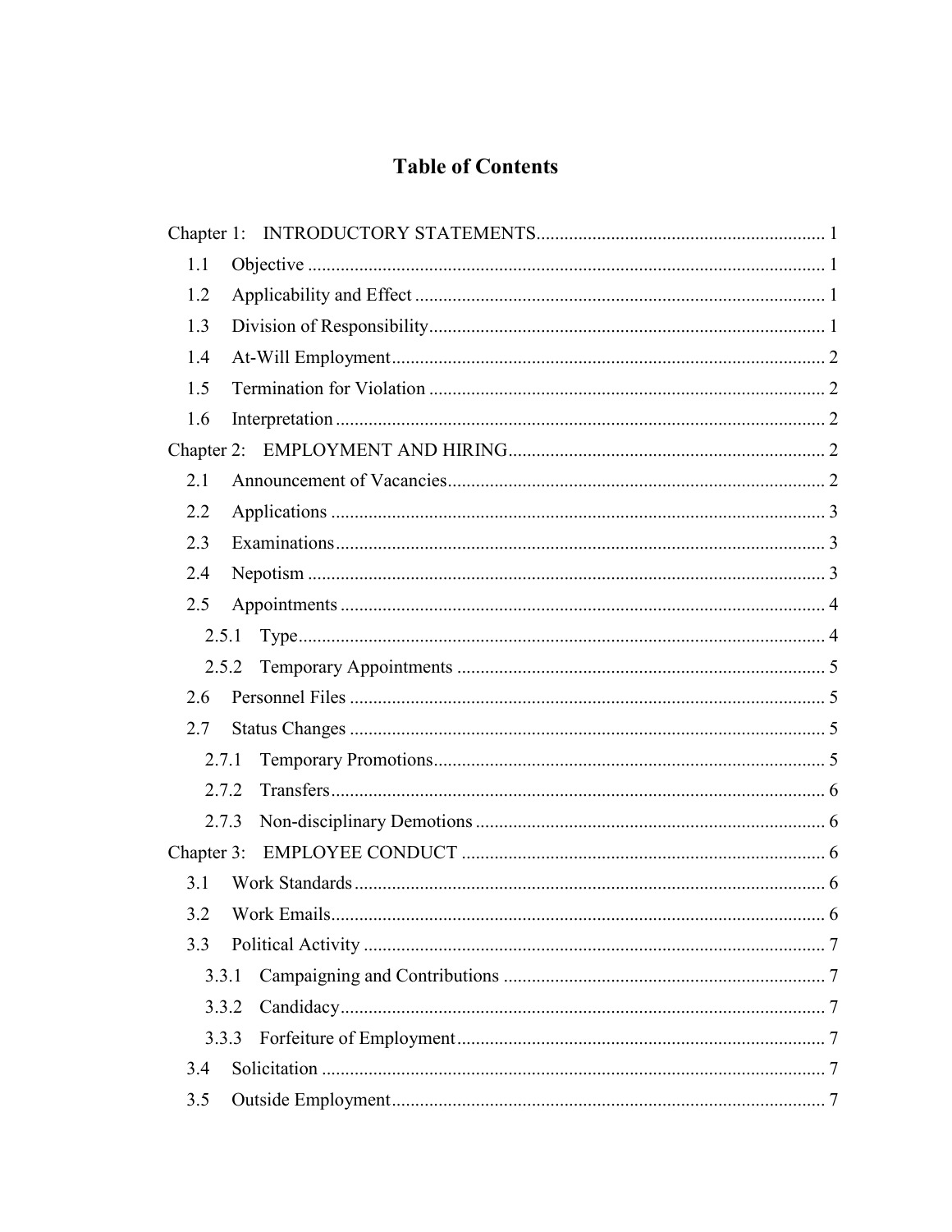# Table of Contents

Chapter 1: INTRODUCTORY STATEMENTS ........................................................ 1

- 1.1 Objective ........................................................ 1
- 1.2 Applicability and Effect ........................................................ 1
- 1.3 Division of Responsibility ........................................................ 1
- 1.4 At-Will Employment ........................................................ 2
- 1.5 Termination for Violation ........................................................ 2
- 1.6 Interpretation ........................................................ 2

Chapter 2: EMPLOYMENT AND HIRING ........................................................ 2

- 2.1 Announcement of Vacancies ........................................................ 2
- 2.2 Applications ........................................................ 3
- 2.3 Examinations ........................................................ 3
- 2.4 Nepotism ........................................................ 3
- 2.5 Appointments ........................................................ 4
  - 2.5.1 Type ........................................................ 4
  - 2.5.2 Temporary Appointments ........................................................ 5
- 2.6 Personnel Files ........................................................ 5
- 2.7 Status Changes ........................................................ 5
  - 2.7.1 Temporary Promotions ........................................................ 5
  - 2.7.2 Transfers ........................................................ 6
  - 2.7.3 Non-disciplinary Demotions ........................................................ 6

Chapter 3: EMPLOYEE CONDUCT ........................................................ 6

- 3.1 Work Standards ........................................................ 6
- 3.2 Work Emails ........................................................ 6
- 3.3 Political Activity ........................................................ 7
  - 3.3.1 Campaigning and Contributions ........................................................ 7
  - 3.3.2 Candidacy ........................................................ 7
  - 3.3.3 Forfeiture of Employment ........................................................ 7
- 3.4 Solicitation ........................................................ 7
- 3.5 Outside Employment ........................................................ 7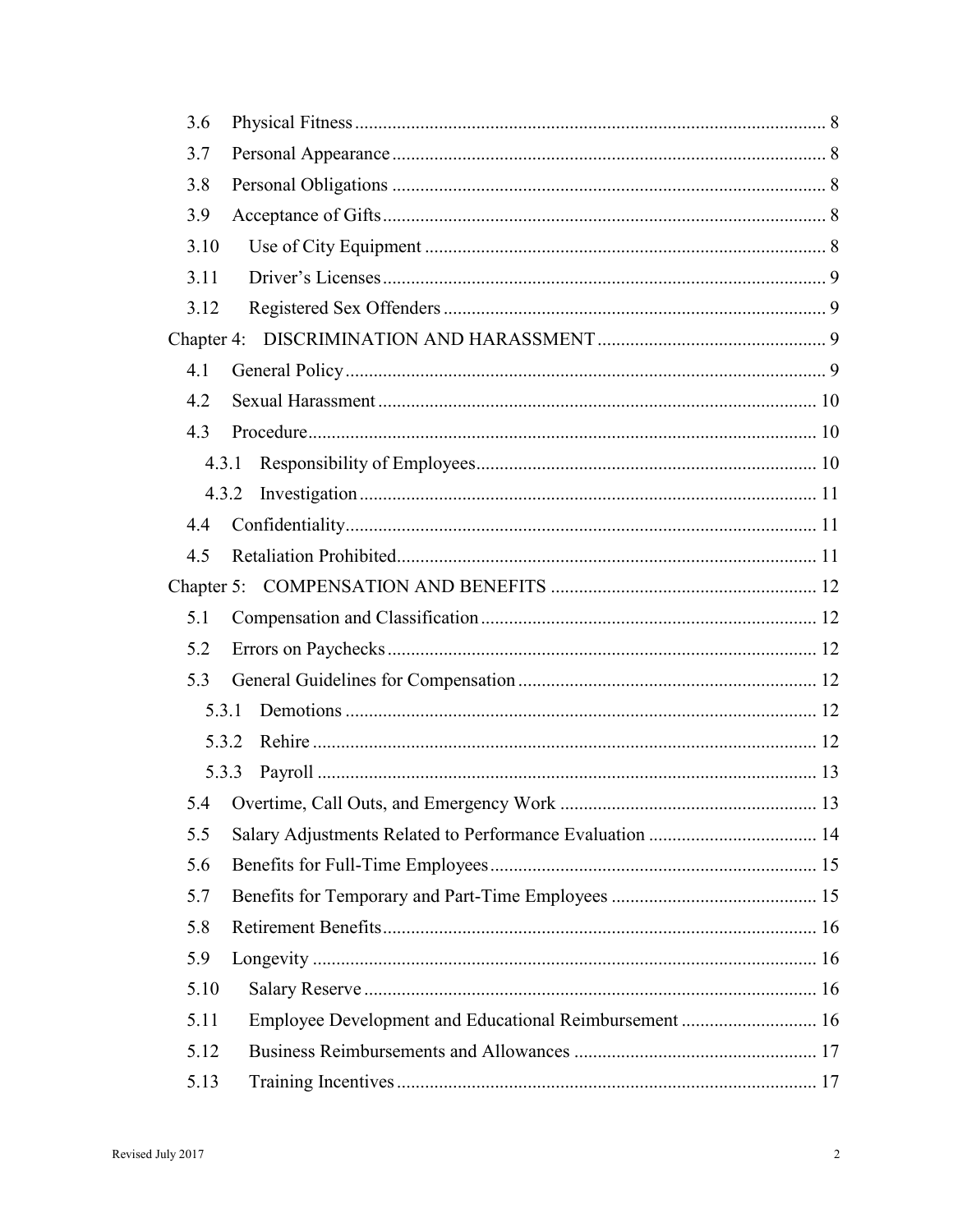3.6 Physical Fitness ........ 8

3.7 Personal Appearance ........ 8

3.8 Personal Obligations ........ 8

3.9 Acceptance of Gifts ........ 8

3.10 Use of City Equipment ........ 8

3.11 Driver's Licenses ........ 9

3.12 Registered Sex Offenders ........ 9

Chapter 4: DISCRIMINATION AND HARASSMENT ........ 9

4.1 General Policy ........ 9

4.2 Sexual Harassment ........ 10

4.3 Procedure ........ 10

4.3.1 Responsibility of Employees ........ 10

4.3.2 Investigation ........ 11

4.4 Confidentiality ........ 11

4.5 Retaliation Prohibited ........ 11

Chapter 5: COMPENSATION AND BENEFITS ........ 12

5.1 Compensation and Classification ........ 12

5.2 Errors on Paychecks ........ 12

5.3 General Guidelines for Compensation ........ 12

5.3.1 Demotions ........ 12

5.3.2 Rehire ........ 12

5.3.3 Payroll ........ 13

5.4 Overtime, Call Outs, and Emergency Work ........ 13

5.5 Salary Adjustments Related to Performance Evaluation ........ 14

5.6 Benefits for Full-Time Employees ........ 15

5.7 Benefits for Temporary and Part-Time Employees ........ 15

5.8 Retirement Benefits ........ 16

5.9 Longevity ........ 16

5.10 Salary Reserve ........ 16

5.11 Employee Development and Educational Reimbursement ........ 16

5.12 Business Reimbursements and Allowances ........ 17

5.13 Training Incentives ........ 17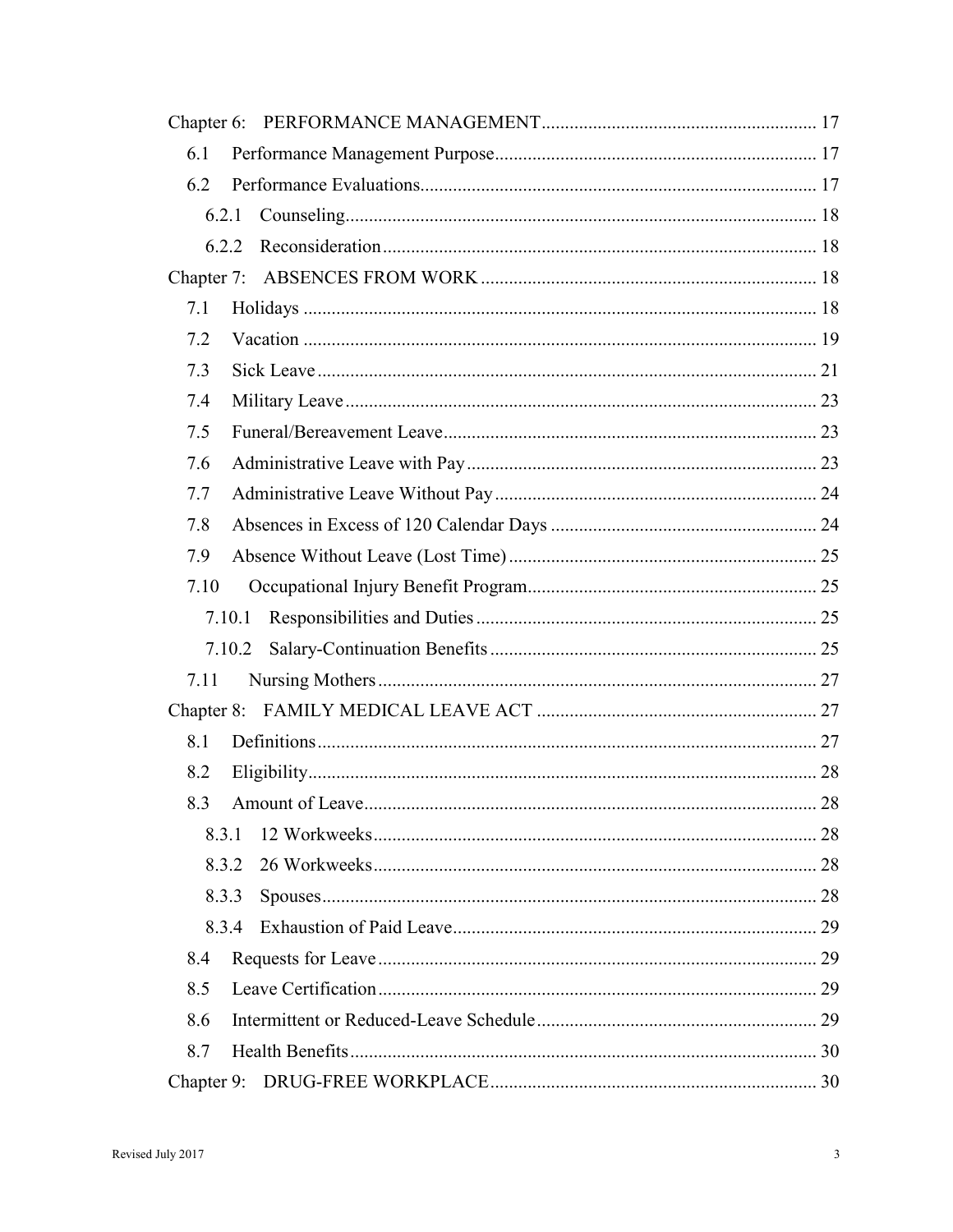Chapter 6: PERFORMANCE MANAGEMENT .......... 17

- 6.1 Performance Management Purpose .......... 17
- 6.2 Performance Evaluations .......... 17
  - 6.2.1 Counseling .......... 18
  - 6.2.2 Reconsideration .......... 18

Chapter 7: ABSENCES FROM WORK .......... 18

- 7.1 Holidays .......... 18
- 7.2 Vacation .......... 19
- 7.3 Sick Leave .......... 21
- 7.4 Military Leave .......... 23
- 7.5 Funeral/Bereavement Leave .......... 23
- 7.6 Administrative Leave with Pay .......... 23
- 7.7 Administrative Leave Without Pay .......... 24
- 7.8 Absences in Excess of 120 Calendar Days .......... 24
- 7.9 Absence Without Leave (Lost Time) .......... 25
- 7.10 Occupational Injury Benefit Program .......... 25
  - 7.10.1 Responsibilities and Duties .......... 25
  - 7.10.2 Salary-Continuation Benefits .......... 25
- 7.11 Nursing Mothers .......... 27

Chapter 8: FAMILY MEDICAL LEAVE ACT .......... 27

- 8.1 Definitions .......... 27
- 8.2 Eligibility .......... 28
- 8.3 Amount of Leave .......... 28
  - 8.3.1 12 Workweeks .......... 28
  - 8.3.2 26 Workweeks .......... 28
  - 8.3.3 Spouses .......... 28
  - 8.3.4 Exhaustion of Paid Leave .......... 29
- 8.4 Requests for Leave .......... 29
- 8.5 Leave Certification .......... 29
- 8.6 Intermittent or Reduced-Leave Schedule .......... 29
- 8.7 Health Benefits .......... 30

Chapter 9: DRUG-FREE WORKPLACE .......... 30

Revised July 2017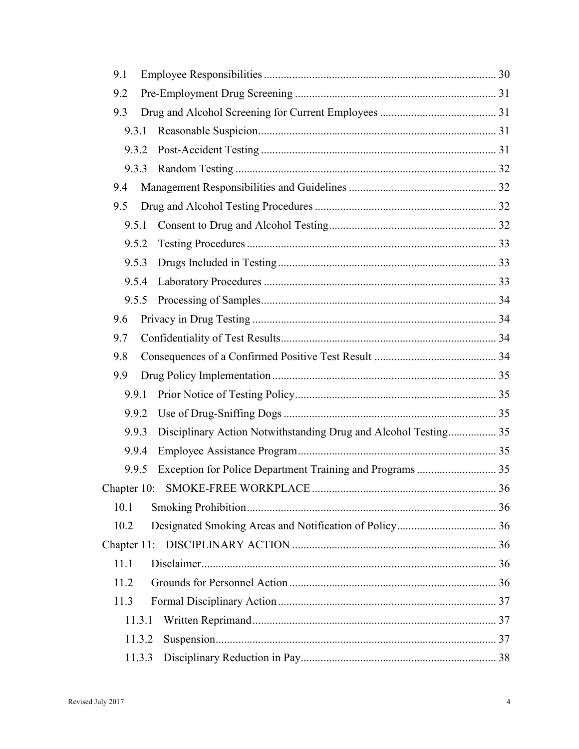9.1 Employee Responsibilities ... 30

9.2 Pre-Employment Drug Screening ... 31

9.3 Drug and Alcohol Screening for Current Employees ... 31

9.3.1 Reasonable Suspicion ... 31

9.3.2 Post-Accident Testing ... 31

9.3.3 Random Testing ... 32

9.4 Management Responsibilities and Guidelines ... 32

9.5 Drug and Alcohol Testing Procedures ... 32

9.5.1 Consent to Drug and Alcohol Testing ... 32

9.5.2 Testing Procedures ... 33

9.5.3 Drugs Included in Testing ... 33

9.5.4 Laboratory Procedures ... 33

9.5.5 Processing of Samples ... 34

9.6 Privacy in Drug Testing ... 34

9.7 Confidentiality of Test Results ... 34

9.8 Consequences of a Confirmed Positive Test Result ... 34

9.9 Drug Policy Implementation ... 35

9.9.1 Prior Notice of Testing Policy ... 35

9.9.2 Use of Drug-Sniffing Dogs ... 35

9.9.3 Disciplinary Action Notwithstanding Drug and Alcohol Testing ... 35

9.9.4 Employee Assistance Program ... 35

9.9.5 Exception for Police Department Training and Programs ... 35

Chapter 10: SMOKE-FREE WORKPLACE ... 36

10.1 Smoking Prohibition ... 36

10.2 Designated Smoking Areas and Notification of Policy ... 36

Chapter 11: DISCIPLINARY ACTION ... 36

11.1 Disclaimer ... 36

11.2 Grounds for Personnel Action ... 36

11.3 Formal Disciplinary Action ... 37

11.3.1 Written Reprimand ... 37

11.3.2 Suspension ... 37

11.3.3 Disciplinary Reduction in Pay ... 38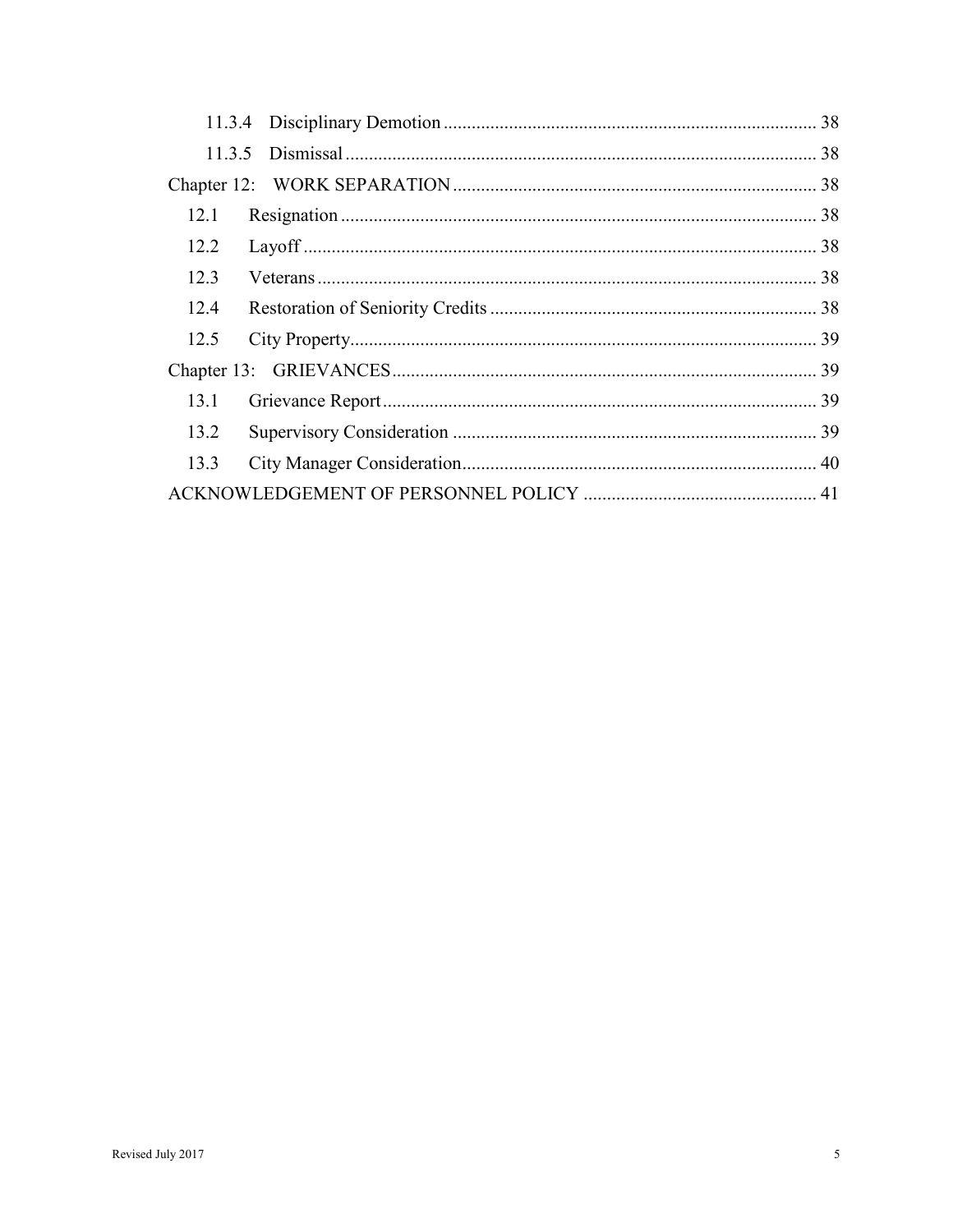11.3.4 Disciplinary Demotion ........ 38

11.3.5 Dismissal ........ 38

Chapter 12: WORK SEPARATION ........ 38

12.1 Resignation ........ 38

12.2 Layoff ........ 38

12.3 Veterans ........ 38

12.4 Restoration of Seniority Credits ........ 38

12.5 City Property ........ 39

Chapter 13: GRIEVANCES ........ 39

13.1 Grievance Report ........ 39

13.2 Supervisory Consideration ........ 39

13.3 City Manager Consideration ........ 40

ACKNOWLEDGEMENT OF PERSONNEL POLICY ........ 41

Revised July 2017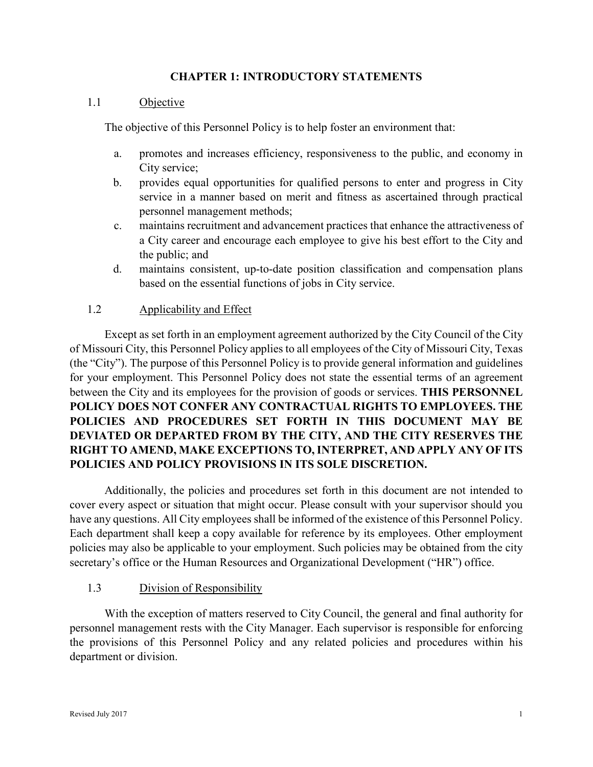# CHAPTER 1: INTRODUCTORY STATEMENTS

## 1.1 Objective

The objective of this Personnel Policy is to help foster an environment that:

a. promotes and increases efficiency, responsiveness to the public, and economy in City service;
b. provides equal opportunities for qualified persons to enter and progress in City service in a manner based on merit and fitness as ascertained through practical personnel management methods;
c. maintains recruitment and advancement practices that enhance the attractiveness of a City career and encourage each employee to give his best effort to the City and the public; and
d. maintains consistent, up-to-date position classification and compensation plans based on the essential functions of jobs in City service.

## 1.2 Applicability and Effect

Except as set forth in an employment agreement authorized by the City Council of the City of Missouri City, this Personnel Policy applies to all employees of the City of Missouri City, Texas (the "City"). The purpose of this Personnel Policy is to provide general information and guidelines for your employment. This Personnel Policy does not state the essential terms of an agreement between the City and its employees for the provision of goods or services. **THIS PERSONNEL POLICY DOES NOT CONFER ANY CONTRACTUAL RIGHTS TO EMPLOYEES. THE POLICIES AND PROCEDURES SET FORTH IN THIS DOCUMENT MAY BE DEVIATED OR DEPARTED FROM BY THE CITY, AND THE CITY RESERVES THE RIGHT TO AMEND, MAKE EXCEPTIONS TO, INTERPRET, AND APPLY ANY OF ITS POLICIES AND POLICY PROVISIONS IN ITS SOLE DISCRETION.**

Additionally, the policies and procedures set forth in this document are not intended to cover every aspect or situation that might occur. Please consult with your supervisor should you have any questions. All City employees shall be informed of the existence of this Personnel Policy. Each department shall keep a copy available for reference by its employees. Other employment policies may also be applicable to your employment. Such policies may be obtained from the city secretary's office or the Human Resources and Organizational Development ("HR") office.

## 1.3 Division of Responsibility

With the exception of matters reserved to City Council, the general and final authority for personnel management rests with the City Manager. Each supervisor is responsible for enforcing the provisions of this Personnel Policy and any related policies and procedures within his department or division.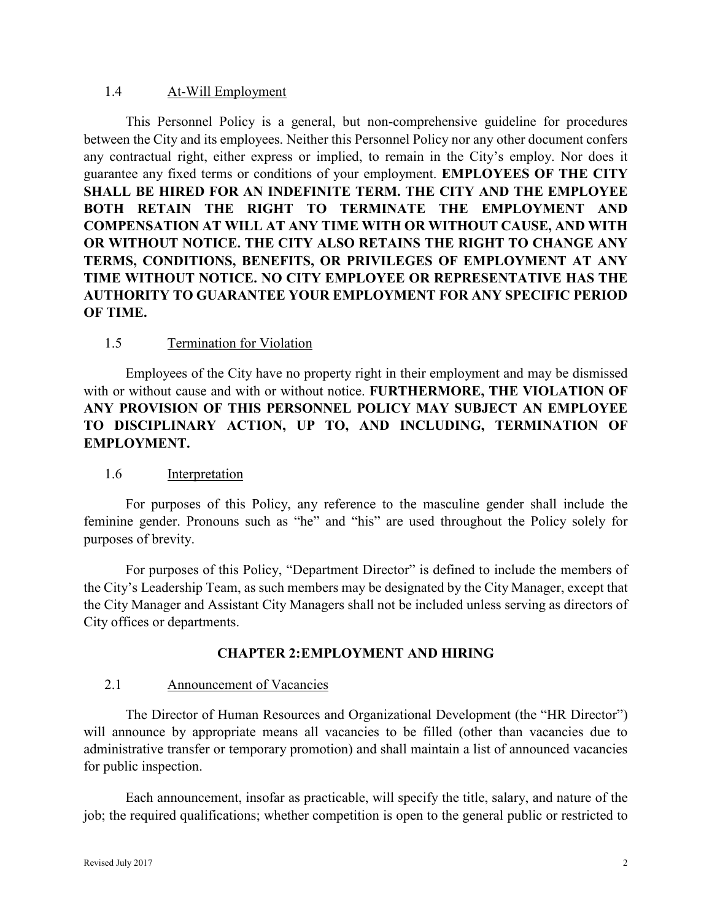### 1.4 At-Will Employment

This Personnel Policy is a general, but non-comprehensive guideline for procedures between the City and its employees. Neither this Personnel Policy nor any other document confers any contractual right, either express or implied, to remain in the City's employ. Nor does it guarantee any fixed terms or conditions of your employment. **EMPLOYEES OF THE CITY SHALL BE HIRED FOR AN INDEFINITE TERM. THE CITY AND THE EMPLOYEE BOTH RETAIN THE RIGHT TO TERMINATE THE EMPLOYMENT AND COMPENSATION AT WILL AT ANY TIME WITH OR WITHOUT CAUSE, AND WITH OR WITHOUT NOTICE. THE CITY ALSO RETAINS THE RIGHT TO CHANGE ANY TERMS, CONDITIONS, BENEFITS, OR PRIVILEGES OF EMPLOYMENT AT ANY TIME WITHOUT NOTICE. NO CITY EMPLOYEE OR REPRESENTATIVE HAS THE AUTHORITY TO GUARANTEE YOUR EMPLOYMENT FOR ANY SPECIFIC PERIOD OF TIME.**

### 1.5 Termination for Violation

Employees of the City have no property right in their employment and may be dismissed with or without cause and with or without notice. **FURTHERMORE, THE VIOLATION OF ANY PROVISION OF THIS PERSONNEL POLICY MAY SUBJECT AN EMPLOYEE TO DISCIPLINARY ACTION, UP TO, AND INCLUDING, TERMINATION OF EMPLOYMENT.**

### 1.6 Interpretation

For purposes of this Policy, any reference to the masculine gender shall include the feminine gender. Pronouns such as "he" and "his" are used throughout the Policy solely for purposes of brevity.

For purposes of this Policy, "Department Director" is defined to include the members of the City's Leadership Team, as such members may be designated by the City Manager, except that the City Manager and Assistant City Managers shall not be included unless serving as directors of City offices or departments.

## CHAPTER 2: EMPLOYMENT AND HIRING

### 2.1 Announcement of Vacancies

The Director of Human Resources and Organizational Development (the "HR Director") will announce by appropriate means all vacancies to be filled (other than vacancies due to administrative transfer or temporary promotion) and shall maintain a list of announced vacancies for public inspection.

Each announcement, insofar as practicable, will specify the title, salary, and nature of the job; the required qualifications; whether competition is open to the general public or restricted to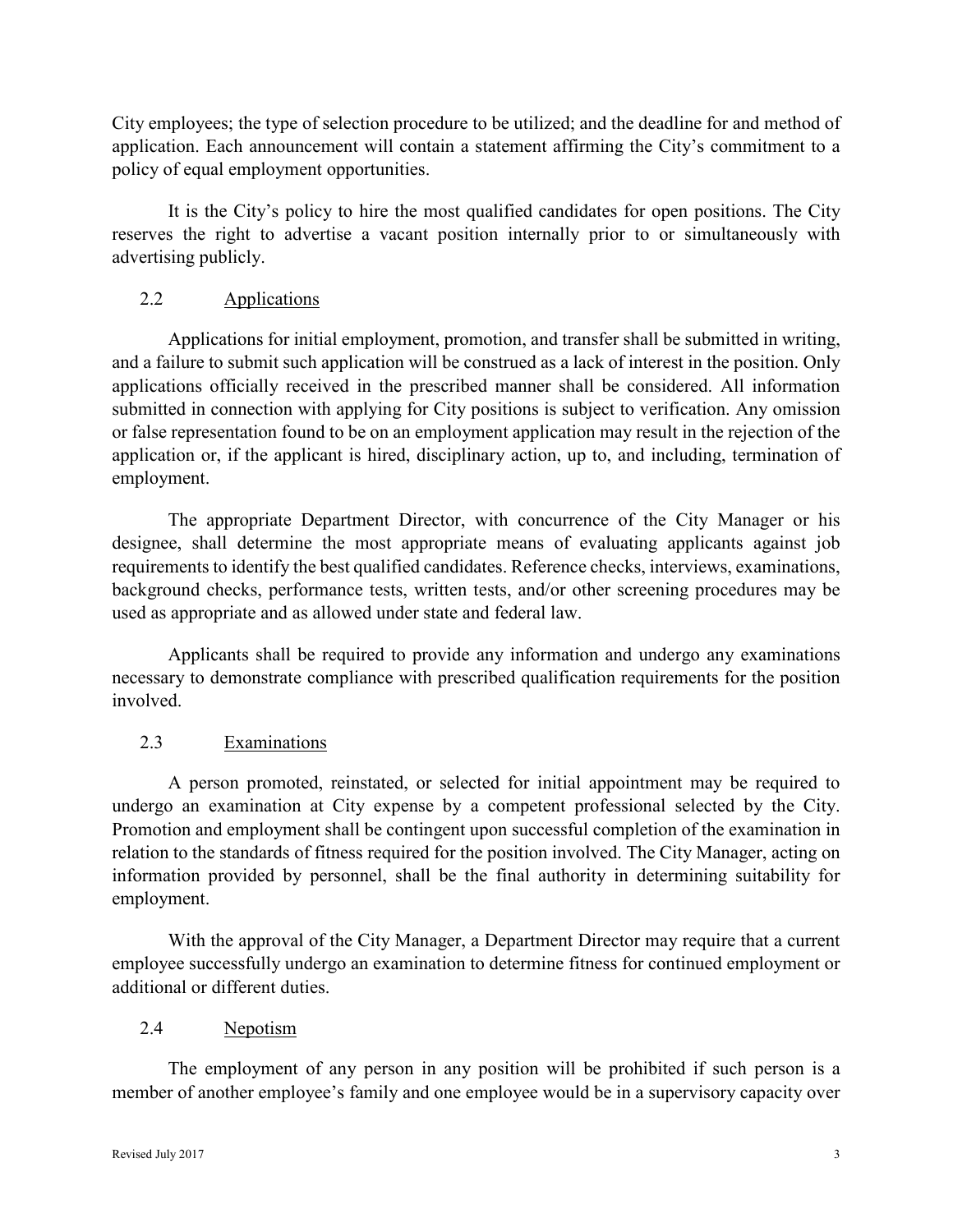City employees; the type of selection procedure to be utilized; and the deadline for and method of application. Each announcement will contain a statement affirming the City's commitment to a policy of equal employment opportunities.

It is the City's policy to hire the most qualified candidates for open positions. The City reserves the right to advertise a vacant position internally prior to or simultaneously with advertising publicly.

### 2.2 Applications

Applications for initial employment, promotion, and transfer shall be submitted in writing, and a failure to submit such application will be construed as a lack of interest in the position. Only applications officially received in the prescribed manner shall be considered. All information submitted in connection with applying for City positions is subject to verification. Any omission or false representation found to be on an employment application may result in the rejection of the application or, if the applicant is hired, disciplinary action, up to, and including, termination of employment.

The appropriate Department Director, with concurrence of the City Manager or his designee, shall determine the most appropriate means of evaluating applicants against job requirements to identify the best qualified candidates. Reference checks, interviews, examinations, background checks, performance tests, written tests, and/or other screening procedures may be used as appropriate and as allowed under state and federal law.

Applicants shall be required to provide any information and undergo any examinations necessary to demonstrate compliance with prescribed qualification requirements for the position involved.

### 2.3 Examinations

A person promoted, reinstated, or selected for initial appointment may be required to undergo an examination at City expense by a competent professional selected by the City. Promotion and employment shall be contingent upon successful completion of the examination in relation to the standards of fitness required for the position involved. The City Manager, acting on information provided by personnel, shall be the final authority in determining suitability for employment.

With the approval of the City Manager, a Department Director may require that a current employee successfully undergo an examination to determine fitness for continued employment or additional or different duties.

### 2.4 Nepotism

The employment of any person in any position will be prohibited if such person is a member of another employee's family and one employee would be in a supervisory capacity over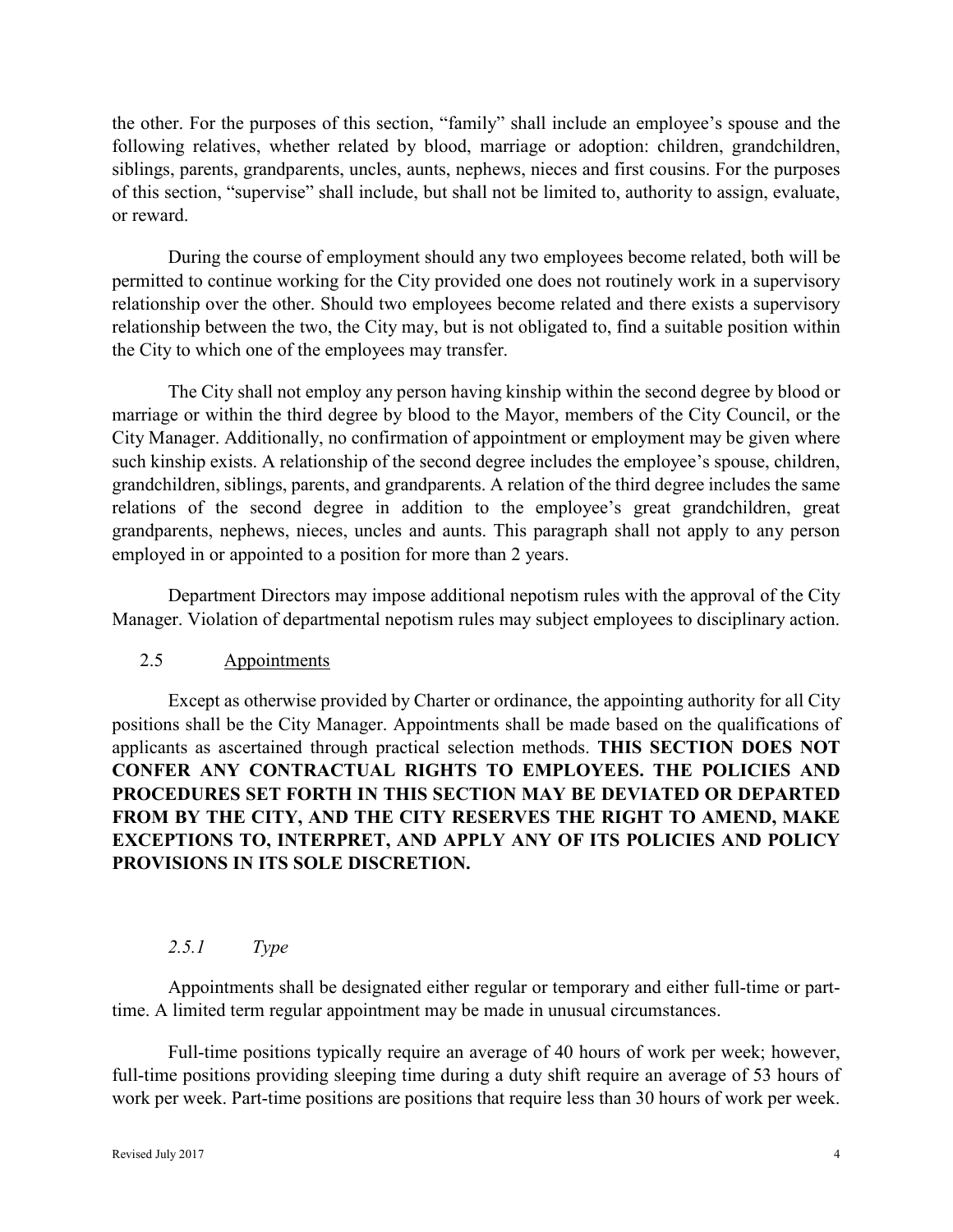the other. For the purposes of this section, "family" shall include an employee's spouse and the following relatives, whether related by blood, marriage or adoption: children, grandchildren, siblings, parents, grandparents, uncles, aunts, nephews, nieces and first cousins. For the purposes of this section, "supervise" shall include, but shall not be limited to, authority to assign, evaluate, or reward.

During the course of employment should any two employees become related, both will be permitted to continue working for the City provided one does not routinely work in a supervisory relationship over the other. Should two employees become related and there exists a supervisory relationship between the two, the City may, but is not obligated to, find a suitable position within the City to which one of the employees may transfer.

The City shall not employ any person having kinship within the second degree by blood or marriage or within the third degree by blood to the Mayor, members of the City Council, or the City Manager. Additionally, no confirmation of appointment or employment may be given where such kinship exists. A relationship of the second degree includes the employee's spouse, children, grandchildren, siblings, parents, and grandparents. A relation of the third degree includes the same relations of the second degree in addition to the employee's great grandchildren, great grandparents, nephews, nieces, uncles and aunts. This paragraph shall not apply to any person employed in or appointed to a position for more than 2 years.

Department Directors may impose additional nepotism rules with the approval of the City Manager. Violation of departmental nepotism rules may subject employees to disciplinary action.

## 2.5 Appointments

Except as otherwise provided by Charter or ordinance, the appointing authority for all City positions shall be the City Manager. Appointments shall be made based on the qualifications of applicants as ascertained through practical selection methods. **THIS SECTION DOES NOT CONFER ANY CONTRACTUAL RIGHTS TO EMPLOYEES. THE POLICIES AND PROCEDURES SET FORTH IN THIS SECTION MAY BE DEVIATED OR DEPARTED FROM BY THE CITY, AND THE CITY RESERVES THE RIGHT TO AMEND, MAKE EXCEPTIONS TO, INTERPRET, AND APPLY ANY OF ITS POLICIES AND POLICY PROVISIONS IN ITS SOLE DISCRETION.**

### *2.5.1 Type*

Appointments shall be designated either regular or temporary and either full-time or part-time. A limited term regular appointment may be made in unusual circumstances.

Full-time positions typically require an average of 40 hours of work per week; however, full-time positions providing sleeping time during a duty shift require an average of 53 hours of work per week. Part-time positions are positions that require less than 30 hours of work per week.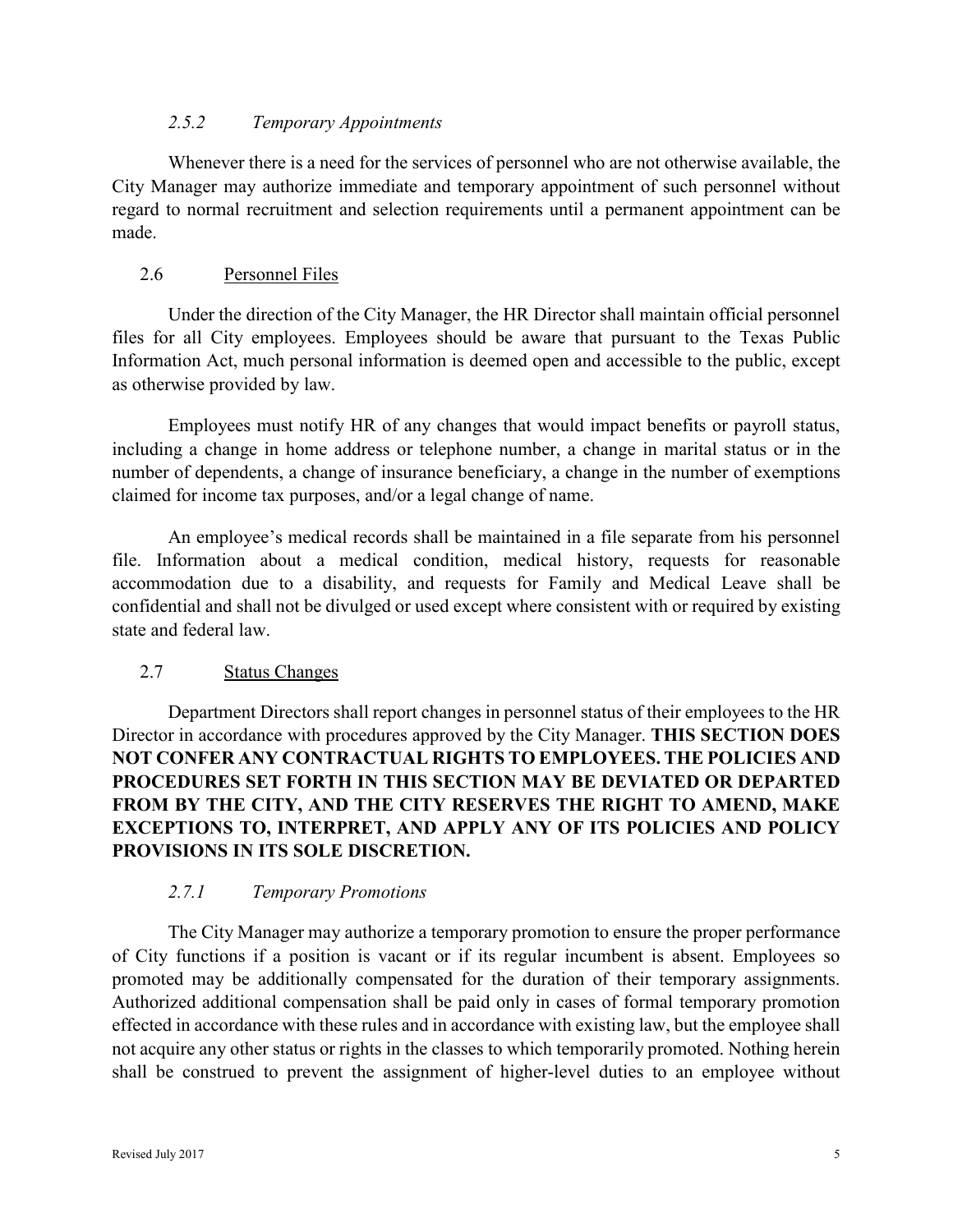#### *2.5.2 Temporary Appointments*

Whenever there is a need for the services of personnel who are not otherwise available, the City Manager may authorize immediate and temporary appointment of such personnel without regard to normal recruitment and selection requirements until a permanent appointment can be made.

### 2.6 Personnel Files

Under the direction of the City Manager, the HR Director shall maintain official personnel files for all City employees. Employees should be aware that pursuant to the Texas Public Information Act, much personal information is deemed open and accessible to the public, except as otherwise provided by law.

Employees must notify HR of any changes that would impact benefits or payroll status, including a change in home address or telephone number, a change in marital status or in the number of dependents, a change of insurance beneficiary, a change in the number of exemptions claimed for income tax purposes, and/or a legal change of name.

An employee's medical records shall be maintained in a file separate from his personnel file. Information about a medical condition, medical history, requests for reasonable accommodation due to a disability, and requests for Family and Medical Leave shall be confidential and shall not be divulged or used except where consistent with or required by existing state and federal law.

### 2.7 Status Changes

Department Directors shall report changes in personnel status of their employees to the HR Director in accordance with procedures approved by the City Manager. **THIS SECTION DOES NOT CONFER ANY CONTRACTUAL RIGHTS TO EMPLOYEES. THE POLICIES AND PROCEDURES SET FORTH IN THIS SECTION MAY BE DEVIATED OR DEPARTED FROM BY THE CITY, AND THE CITY RESERVES THE RIGHT TO AMEND, MAKE EXCEPTIONS TO, INTERPRET, AND APPLY ANY OF ITS POLICIES AND POLICY PROVISIONS IN ITS SOLE DISCRETION.**

#### *2.7.1 Temporary Promotions*

The City Manager may authorize a temporary promotion to ensure the proper performance of City functions if a position is vacant or if its regular incumbent is absent. Employees so promoted may be additionally compensated for the duration of their temporary assignments. Authorized additional compensation shall be paid only in cases of formal temporary promotion effected in accordance with these rules and in accordance with existing law, but the employee shall not acquire any other status or rights in the classes to which temporarily promoted. Nothing herein shall be construed to prevent the assignment of higher-level duties to an employee without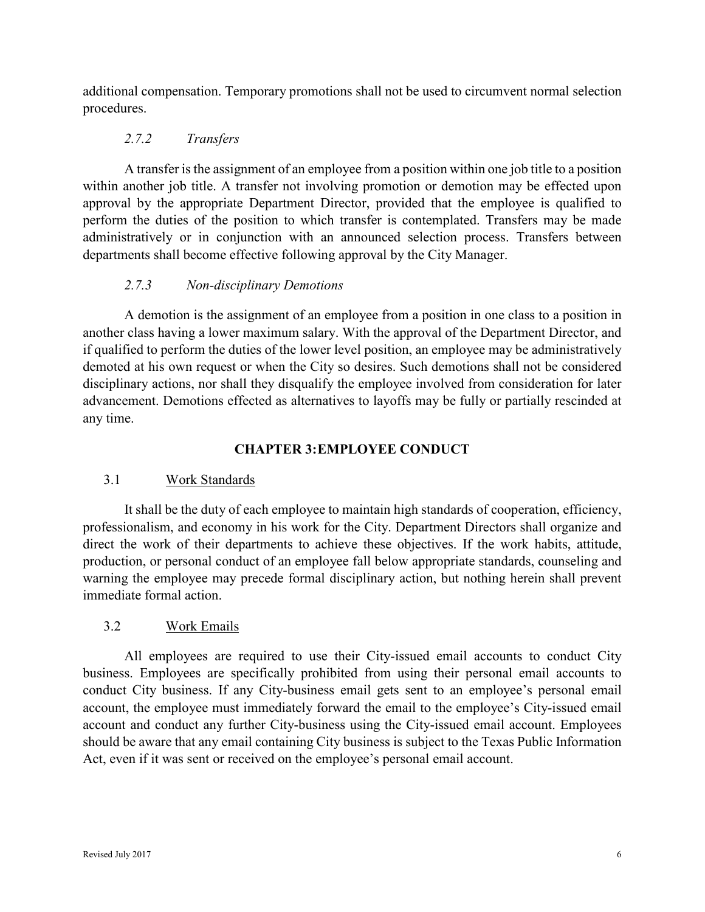additional compensation. Temporary promotions shall not be used to circumvent normal selection procedures.

#### *2.7.2 Transfers*

A transfer is the assignment of an employee from a position within one job title to a position within another job title. A transfer not involving promotion or demotion may be effected upon approval by the appropriate Department Director, provided that the employee is qualified to perform the duties of the position to which transfer is contemplated. Transfers may be made administratively or in conjunction with an announced selection process. Transfers between departments shall become effective following approval by the City Manager.

#### *2.7.3 Non-disciplinary Demotions*

A demotion is the assignment of an employee from a position in one class to a position in another class having a lower maximum salary. With the approval of the Department Director, and if qualified to perform the duties of the lower level position, an employee may be administratively demoted at his own request or when the City so desires. Such demotions shall not be considered disciplinary actions, nor shall they disqualify the employee involved from consideration for later advancement. Demotions effected as alternatives to layoffs may be fully or partially rescinded at any time.

## CHAPTER 3: EMPLOYEE CONDUCT

### 3.1 Work Standards

It shall be the duty of each employee to maintain high standards of cooperation, efficiency, professionalism, and economy in his work for the City. Department Directors shall organize and direct the work of their departments to achieve these objectives. If the work habits, attitude, production, or personal conduct of an employee fall below appropriate standards, counseling and warning the employee may precede formal disciplinary action, but nothing herein shall prevent immediate formal action.

### 3.2 Work Emails

All employees are required to use their City-issued email accounts to conduct City business. Employees are specifically prohibited from using their personal email accounts to conduct City business. If any City-business email gets sent to an employee's personal email account, the employee must immediately forward the email to the employee's City-issued email account and conduct any further City-business using the City-issued email account. Employees should be aware that any email containing City business is subject to the Texas Public Information Act, even if it was sent or received on the employee's personal email account.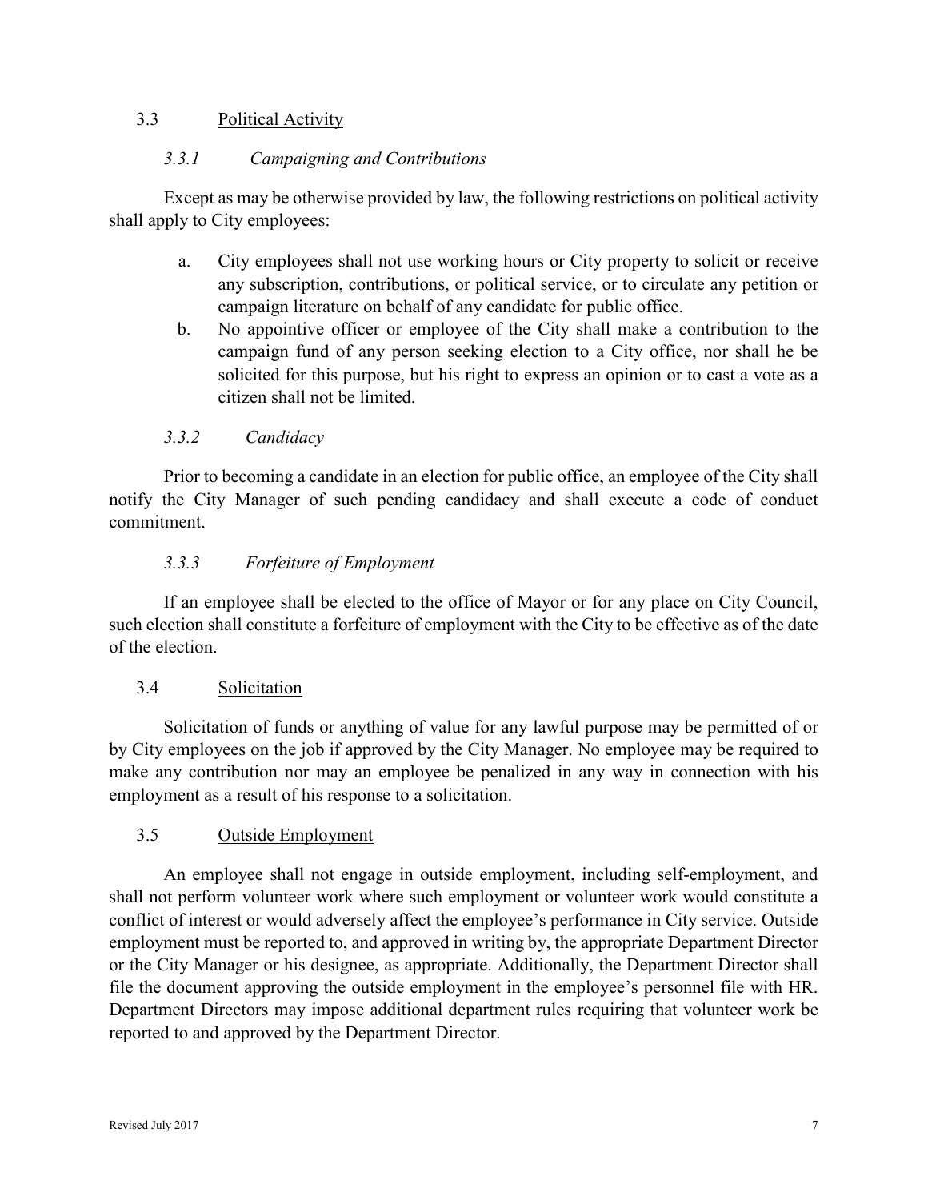## 3.3 Political Activity

### *3.3.1 Campaigning and Contributions*

Except as may be otherwise provided by law, the following restrictions on political activity shall apply to City employees:

a. City employees shall not use working hours or City property to solicit or receive any subscription, contributions, or political service, or to circulate any petition or campaign literature on behalf of any candidate for public office.

b. No appointive officer or employee of the City shall make a contribution to the campaign fund of any person seeking election to a City office, nor shall he be solicited for this purpose, but his right to express an opinion or to cast a vote as a citizen shall not be limited.

### *3.3.2 Candidacy*

Prior to becoming a candidate in an election for public office, an employee of the City shall notify the City Manager of such pending candidacy and shall execute a code of conduct commitment.

### *3.3.3 Forfeiture of Employment*

If an employee shall be elected to the office of Mayor or for any place on City Council, such election shall constitute a forfeiture of employment with the City to be effective as of the date of the election.

## 3.4 Solicitation

Solicitation of funds or anything of value for any lawful purpose may be permitted of or by City employees on the job if approved by the City Manager. No employee may be required to make any contribution nor may an employee be penalized in any way in connection with his employment as a result of his response to a solicitation.

## 3.5 Outside Employment

An employee shall not engage in outside employment, including self-employment, and shall not perform volunteer work where such employment or volunteer work would constitute a conflict of interest or would adversely affect the employee's performance in City service. Outside employment must be reported to, and approved in writing by, the appropriate Department Director or the City Manager or his designee, as appropriate. Additionally, the Department Director shall file the document approving the outside employment in the employee's personnel file with HR. Department Directors may impose additional department rules requiring that volunteer work be reported to and approved by the Department Director.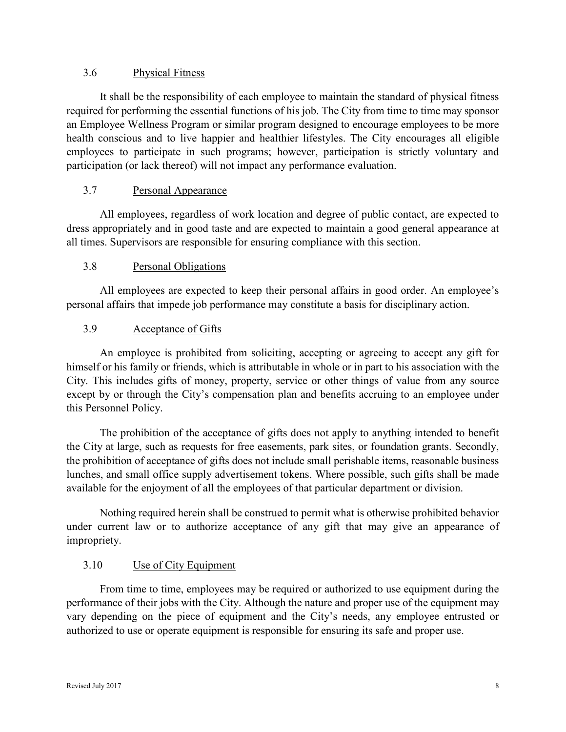### 3.6 Physical Fitness

It shall be the responsibility of each employee to maintain the standard of physical fitness required for performing the essential functions of his job. The City from time to time may sponsor an Employee Wellness Program or similar program designed to encourage employees to be more health conscious and to live happier and healthier lifestyles. The City encourages all eligible employees to participate in such programs; however, participation is strictly voluntary and participation (or lack thereof) will not impact any performance evaluation.

### 3.7 Personal Appearance

All employees, regardless of work location and degree of public contact, are expected to dress appropriately and in good taste and are expected to maintain a good general appearance at all times. Supervisors are responsible for ensuring compliance with this section.

### 3.8 Personal Obligations

All employees are expected to keep their personal affairs in good order. An employee's personal affairs that impede job performance may constitute a basis for disciplinary action.

### 3.9 Acceptance of Gifts

An employee is prohibited from soliciting, accepting or agreeing to accept any gift for himself or his family or friends, which is attributable in whole or in part to his association with the City. This includes gifts of money, property, service or other things of value from any source except by or through the City's compensation plan and benefits accruing to an employee under this Personnel Policy.

The prohibition of the acceptance of gifts does not apply to anything intended to benefit the City at large, such as requests for free easements, park sites, or foundation grants. Secondly, the prohibition of acceptance of gifts does not include small perishable items, reasonable business lunches, and small office supply advertisement tokens. Where possible, such gifts shall be made available for the enjoyment of all the employees of that particular department or division.

Nothing required herein shall be construed to permit what is otherwise prohibited behavior under current law or to authorize acceptance of any gift that may give an appearance of impropriety.

### 3.10 Use of City Equipment

From time to time, employees may be required or authorized to use equipment during the performance of their jobs with the City. Although the nature and proper use of the equipment may vary depending on the piece of equipment and the City's needs, any employee entrusted or authorized to use or operate equipment is responsible for ensuring its safe and proper use.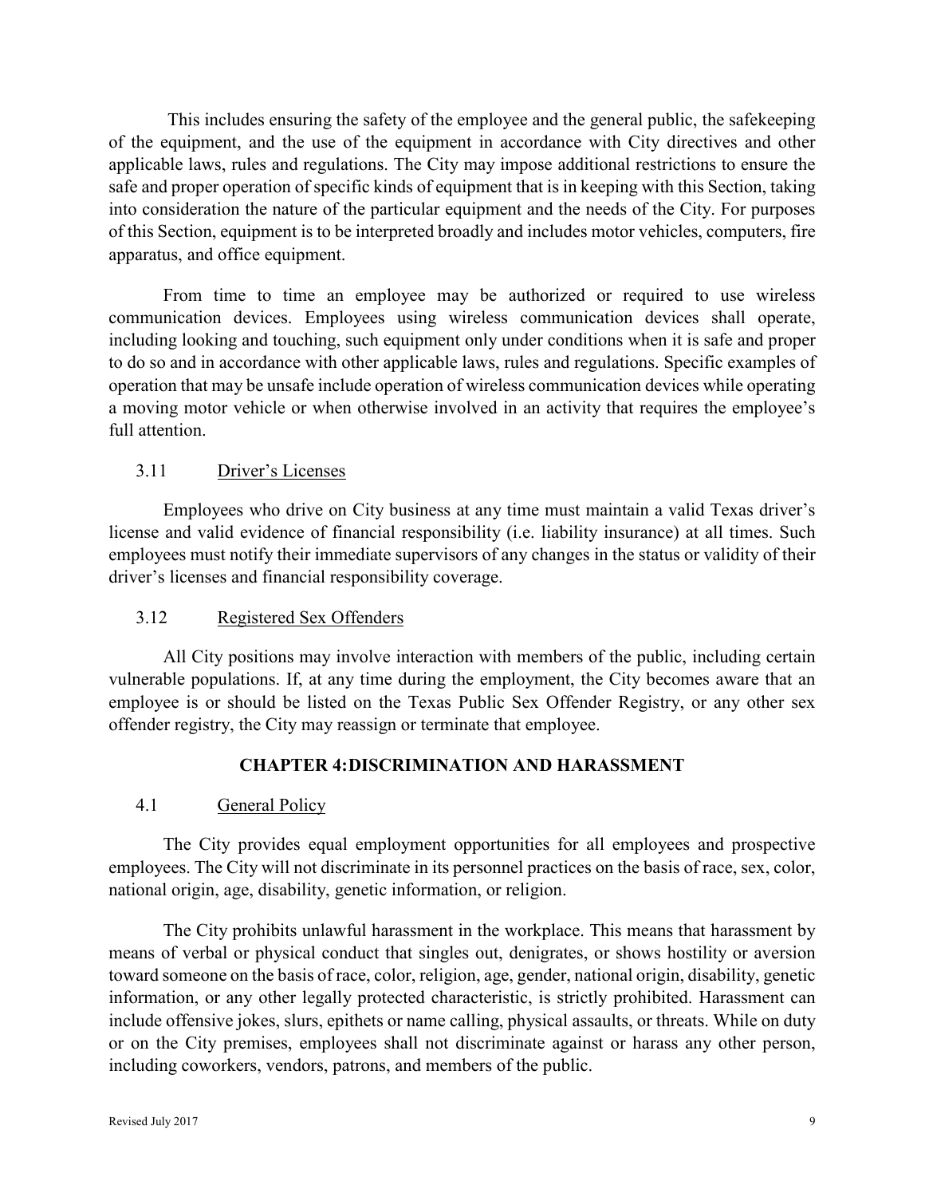This includes ensuring the safety of the employee and the general public, the safekeeping of the equipment, and the use of the equipment in accordance with City directives and other applicable laws, rules and regulations. The City may impose additional restrictions to ensure the safe and proper operation of specific kinds of equipment that is in keeping with this Section, taking into consideration the nature of the particular equipment and the needs of the City. For purposes of this Section, equipment is to be interpreted broadly and includes motor vehicles, computers, fire apparatus, and office equipment.

From time to time an employee may be authorized or required to use wireless communication devices. Employees using wireless communication devices shall operate, including looking and touching, such equipment only under conditions when it is safe and proper to do so and in accordance with other applicable laws, rules and regulations. Specific examples of operation that may be unsafe include operation of wireless communication devices while operating a moving motor vehicle or when otherwise involved in an activity that requires the employee's full attention.

### 3.11 Driver's Licenses

Employees who drive on City business at any time must maintain a valid Texas driver's license and valid evidence of financial responsibility (i.e. liability insurance) at all times. Such employees must notify their immediate supervisors of any changes in the status or validity of their driver's licenses and financial responsibility coverage.

### 3.12 Registered Sex Offenders

All City positions may involve interaction with members of the public, including certain vulnerable populations. If, at any time during the employment, the City becomes aware that an employee is or should be listed on the Texas Public Sex Offender Registry, or any other sex offender registry, the City may reassign or terminate that employee.

## CHAPTER 4: DISCRIMINATION AND HARASSMENT

### 4.1 General Policy

The City provides equal employment opportunities for all employees and prospective employees. The City will not discriminate in its personnel practices on the basis of race, sex, color, national origin, age, disability, genetic information, or religion.

The City prohibits unlawful harassment in the workplace. This means that harassment by means of verbal or physical conduct that singles out, denigrates, or shows hostility or aversion toward someone on the basis of race, color, religion, age, gender, national origin, disability, genetic information, or any other legally protected characteristic, is strictly prohibited. Harassment can include offensive jokes, slurs, epithets or name calling, physical assaults, or threats. While on duty or on the City premises, employees shall not discriminate against or harass any other person, including coworkers, vendors, patrons, and members of the public.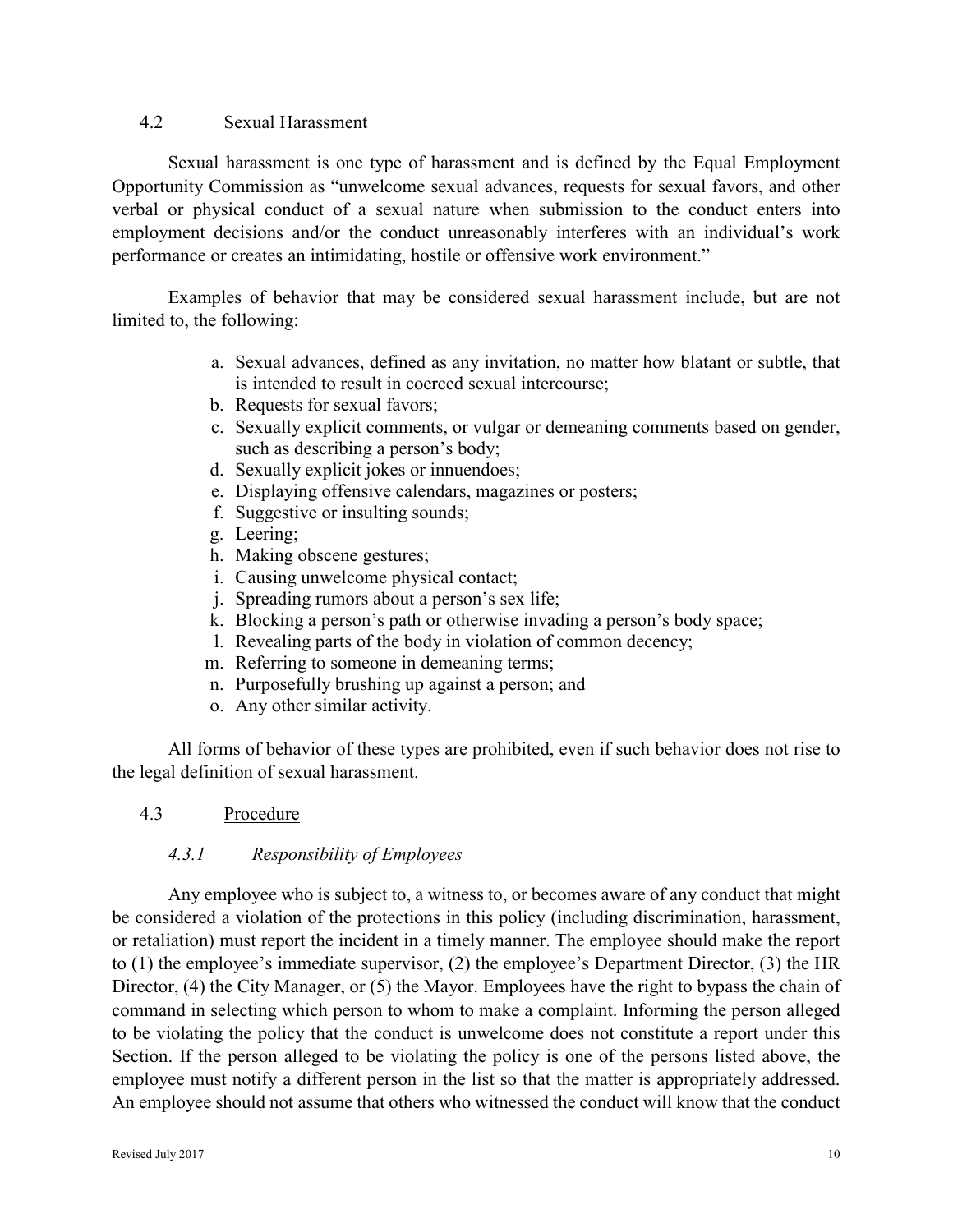## 4.2 Sexual Harassment

Sexual harassment is one type of harassment and is defined by the Equal Employment Opportunity Commission as "unwelcome sexual advances, requests for sexual favors, and other verbal or physical conduct of a sexual nature when submission to the conduct enters into employment decisions and/or the conduct unreasonably interferes with an individual's work performance or creates an intimidating, hostile or offensive work environment."

Examples of behavior that may be considered sexual harassment include, but are not limited to, the following:

a. Sexual advances, defined as any invitation, no matter how blatant or subtle, that is intended to result in coerced sexual intercourse;
b. Requests for sexual favors;
c. Sexually explicit comments, or vulgar or demeaning comments based on gender, such as describing a person's body;
d. Sexually explicit jokes or innuendoes;
e. Displaying offensive calendars, magazines or posters;
f. Suggestive or insulting sounds;
g. Leering;
h. Making obscene gestures;
i. Causing unwelcome physical contact;
j. Spreading rumors about a person's sex life;
k. Blocking a person's path or otherwise invading a person's body space;
l. Revealing parts of the body in violation of common decency;
m. Referring to someone in demeaning terms;
n. Purposefully brushing up against a person; and
o. Any other similar activity.

All forms of behavior of these types are prohibited, even if such behavior does not rise to the legal definition of sexual harassment.

## 4.3 Procedure

### *4.3.1 Responsibility of Employees*

Any employee who is subject to, a witness to, or becomes aware of any conduct that might be considered a violation of the protections in this policy (including discrimination, harassment, or retaliation) must report the incident in a timely manner. The employee should make the report to (1) the employee's immediate supervisor, (2) the employee's Department Director, (3) the HR Director, (4) the City Manager, or (5) the Mayor. Employees have the right to bypass the chain of command in selecting which person to whom to make a complaint. Informing the person alleged to be violating the policy that the conduct is unwelcome does not constitute a report under this Section. If the person alleged to be violating the policy is one of the persons listed above, the employee must notify a different person in the list so that the matter is appropriately addressed. An employee should not assume that others who witnessed the conduct will know that the conduct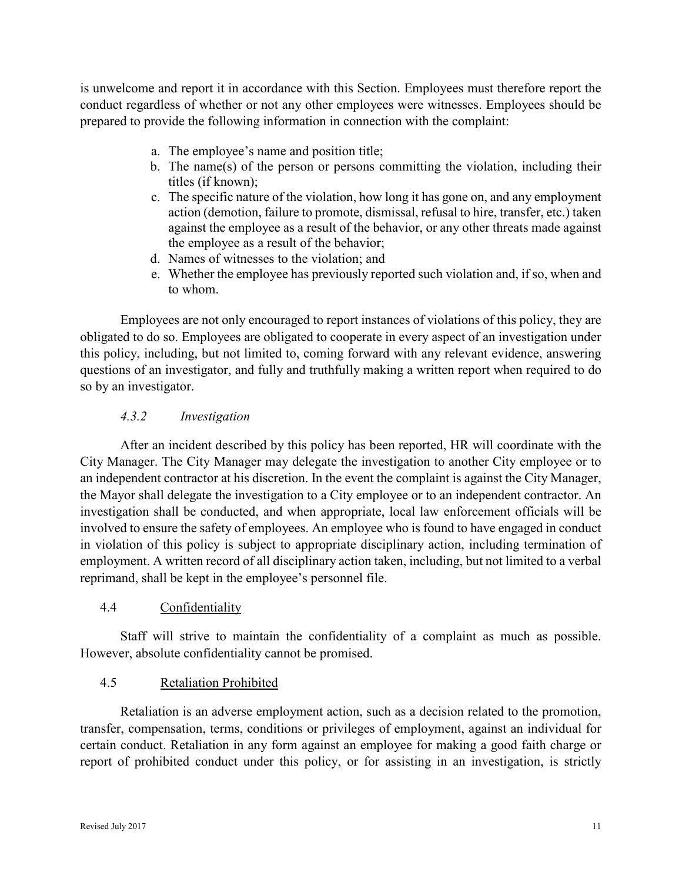is unwelcome and report it in accordance with this Section. Employees must therefore report the conduct regardless of whether or not any other employees were witnesses. Employees should be prepared to provide the following information in connection with the complaint:

a. The employee's name and position title;
b. The name(s) of the person or persons committing the violation, including their titles (if known);
c. The specific nature of the violation, how long it has gone on, and any employment action (demotion, failure to promote, dismissal, refusal to hire, transfer, etc.) taken against the employee as a result of the behavior, or any other threats made against the employee as a result of the behavior;
d. Names of witnesses to the violation; and
e. Whether the employee has previously reported such violation and, if so, when and to whom.

Employees are not only encouraged to report instances of violations of this policy, they are obligated to do so. Employees are obligated to cooperate in every aspect of an investigation under this policy, including, but not limited to, coming forward with any relevant evidence, answering questions of an investigator, and fully and truthfully making a written report when required to do so by an investigator.

#### *4.3.2 Investigation*

After an incident described by this policy has been reported, HR will coordinate with the City Manager. The City Manager may delegate the investigation to another City employee or to an independent contractor at his discretion. In the event the complaint is against the City Manager, the Mayor shall delegate the investigation to a City employee or to an independent contractor. An investigation shall be conducted, and when appropriate, local law enforcement officials will be involved to ensure the safety of employees. An employee who is found to have engaged in conduct in violation of this policy is subject to appropriate disciplinary action, including termination of employment. A written record of all disciplinary action taken, including, but not limited to a verbal reprimand, shall be kept in the employee's personnel file.

### 4.4 Confidentiality

Staff will strive to maintain the confidentiality of a complaint as much as possible. However, absolute confidentiality cannot be promised.

### 4.5 Retaliation Prohibited

Retaliation is an adverse employment action, such as a decision related to the promotion, transfer, compensation, terms, conditions or privileges of employment, against an individual for certain conduct. Retaliation in any form against an employee for making a good faith charge or report of prohibited conduct under this policy, or for assisting in an investigation, is strictly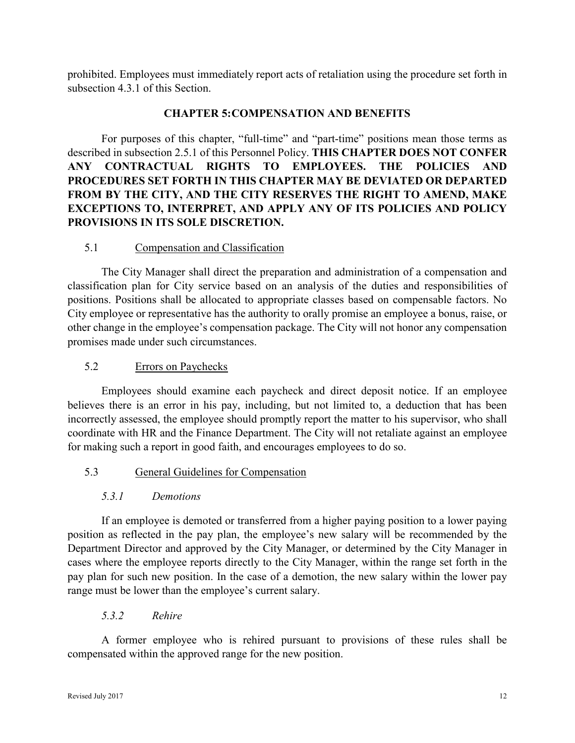prohibited. Employees must immediately report acts of retaliation using the procedure set forth in subsection 4.3.1 of this Section.

## CHAPTER 5: COMPENSATION AND BENEFITS

For purposes of this chapter, "full-time" and "part-time" positions mean those terms as described in subsection 2.5.1 of this Personnel Policy. **THIS CHAPTER DOES NOT CONFER ANY CONTRACTUAL RIGHTS TO EMPLOYEES. THE POLICIES AND PROCEDURES SET FORTH IN THIS CHAPTER MAY BE DEVIATED OR DEPARTED FROM BY THE CITY, AND THE CITY RESERVES THE RIGHT TO AMEND, MAKE EXCEPTIONS TO, INTERPRET, AND APPLY ANY OF ITS POLICIES AND POLICY PROVISIONS IN ITS SOLE DISCRETION.**

### 5.1 Compensation and Classification

The City Manager shall direct the preparation and administration of a compensation and classification plan for City service based on an analysis of the duties and responsibilities of positions. Positions shall be allocated to appropriate classes based on compensable factors. No City employee or representative has the authority to orally promise an employee a bonus, raise, or other change in the employee's compensation package. The City will not honor any compensation promises made under such circumstances.

### 5.2 Errors on Paychecks

Employees should examine each paycheck and direct deposit notice. If an employee believes there is an error in his pay, including, but not limited to, a deduction that has been incorrectly assessed, the employee should promptly report the matter to his supervisor, who shall coordinate with HR and the Finance Department. The City will not retaliate against an employee for making such a report in good faith, and encourages employees to do so.

### 5.3 General Guidelines for Compensation

#### *5.3.1 Demotions*

If an employee is demoted or transferred from a higher paying position to a lower paying position as reflected in the pay plan, the employee's new salary will be recommended by the Department Director and approved by the City Manager, or determined by the City Manager in cases where the employee reports directly to the City Manager, within the range set forth in the pay plan for such new position. In the case of a demotion, the new salary within the lower pay range must be lower than the employee's current salary.

#### *5.3.2 Rehire*

A former employee who is rehired pursuant to provisions of these rules shall be compensated within the approved range for the new position.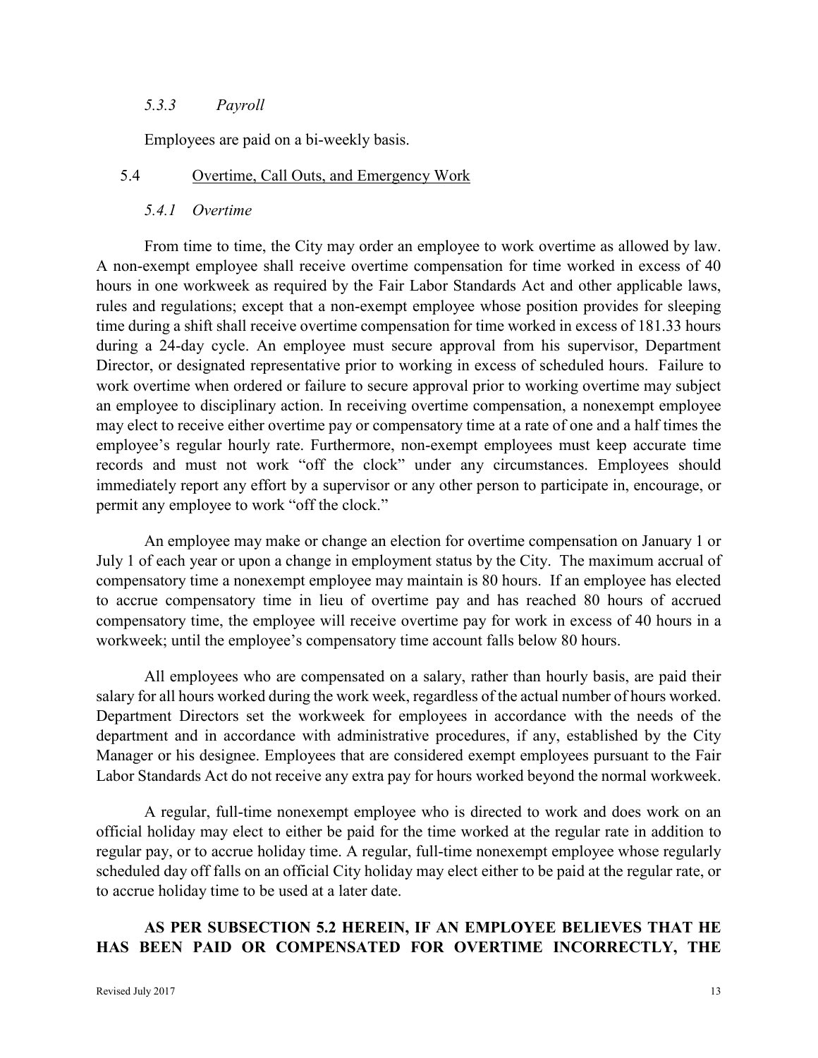#### *5.3.3 Payroll*

Employees are paid on a bi-weekly basis.

### 5.4 Overtime, Call Outs, and Emergency Work

#### *5.4.1 Overtime*

From time to time, the City may order an employee to work overtime as allowed by law. A non-exempt employee shall receive overtime compensation for time worked in excess of 40 hours in one workweek as required by the Fair Labor Standards Act and other applicable laws, rules and regulations; except that a non-exempt employee whose position provides for sleeping time during a shift shall receive overtime compensation for time worked in excess of 181.33 hours during a 24-day cycle. An employee must secure approval from his supervisor, Department Director, or designated representative prior to working in excess of scheduled hours. Failure to work overtime when ordered or failure to secure approval prior to working overtime may subject an employee to disciplinary action. In receiving overtime compensation, a nonexempt employee may elect to receive either overtime pay or compensatory time at a rate of one and a half times the employee's regular hourly rate. Furthermore, non-exempt employees must keep accurate time records and must not work "off the clock" under any circumstances. Employees should immediately report any effort by a supervisor or any other person to participate in, encourage, or permit any employee to work "off the clock."

An employee may make or change an election for overtime compensation on January 1 or July 1 of each year or upon a change in employment status by the City. The maximum accrual of compensatory time a nonexempt employee may maintain is 80 hours. If an employee has elected to accrue compensatory time in lieu of overtime pay and has reached 80 hours of accrued compensatory time, the employee will receive overtime pay for work in excess of 40 hours in a workweek; until the employee's compensatory time account falls below 80 hours.

All employees who are compensated on a salary, rather than hourly basis, are paid their salary for all hours worked during the work week, regardless of the actual number of hours worked. Department Directors set the workweek for employees in accordance with the needs of the department and in accordance with administrative procedures, if any, established by the City Manager or his designee. Employees that are considered exempt employees pursuant to the Fair Labor Standards Act do not receive any extra pay for hours worked beyond the normal workweek.

A regular, full-time nonexempt employee who is directed to work and does work on an official holiday may elect to either be paid for the time worked at the regular rate in addition to regular pay, or to accrue holiday time. A regular, full-time nonexempt employee whose regularly scheduled day off falls on an official City holiday may elect either to be paid at the regular rate, or to accrue holiday time to be used at a later date.

**AS PER SUBSECTION 5.2 HEREIN, IF AN EMPLOYEE BELIEVES THAT HE HAS BEEN PAID OR COMPENSATED FOR OVERTIME INCORRECTLY, THE**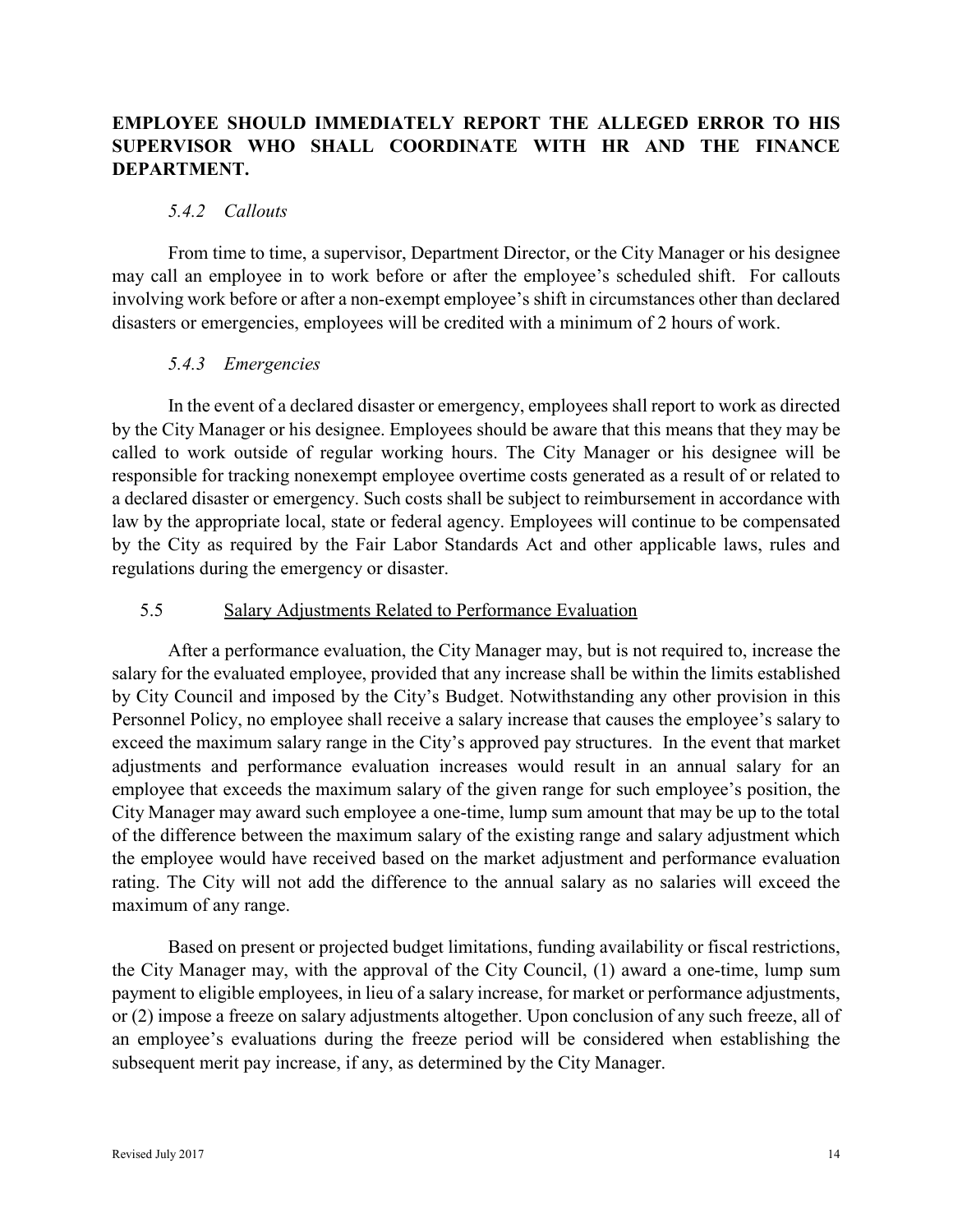**EMPLOYEE SHOULD IMMEDIATELY REPORT THE ALLEGED ERROR TO HIS SUPERVISOR WHO SHALL COORDINATE WITH HR AND THE FINANCE DEPARTMENT.**

#### *5.4.2 Callouts*

From time to time, a supervisor, Department Director, or the City Manager or his designee may call an employee in to work before or after the employee's scheduled shift. For callouts involving work before or after a non-exempt employee's shift in circumstances other than declared disasters or emergencies, employees will be credited with a minimum of 2 hours of work.

#### *5.4.3 Emergencies*

In the event of a declared disaster or emergency, employees shall report to work as directed by the City Manager or his designee. Employees should be aware that this means that they may be called to work outside of regular working hours. The City Manager or his designee will be responsible for tracking nonexempt employee overtime costs generated as a result of or related to a declared disaster or emergency. Such costs shall be subject to reimbursement in accordance with law by the appropriate local, state or federal agency. Employees will continue to be compensated by the City as required by the Fair Labor Standards Act and other applicable laws, rules and regulations during the emergency or disaster.

### 5.5 Salary Adjustments Related to Performance Evaluation

After a performance evaluation, the City Manager may, but is not required to, increase the salary for the evaluated employee, provided that any increase shall be within the limits established by City Council and imposed by the City's Budget. Notwithstanding any other provision in this Personnel Policy, no employee shall receive a salary increase that causes the employee's salary to exceed the maximum salary range in the City's approved pay structures. In the event that market adjustments and performance evaluation increases would result in an annual salary for an employee that exceeds the maximum salary of the given range for such employee's position, the City Manager may award such employee a one-time, lump sum amount that may be up to the total of the difference between the maximum salary of the existing range and salary adjustment which the employee would have received based on the market adjustment and performance evaluation rating. The City will not add the difference to the annual salary as no salaries will exceed the maximum of any range.

Based on present or projected budget limitations, funding availability or fiscal restrictions, the City Manager may, with the approval of the City Council, (1) award a one-time, lump sum payment to eligible employees, in lieu of a salary increase, for market or performance adjustments, or (2) impose a freeze on salary adjustments altogether. Upon conclusion of any such freeze, all of an employee's evaluations during the freeze period will be considered when establishing the subsequent merit pay increase, if any, as determined by the City Manager.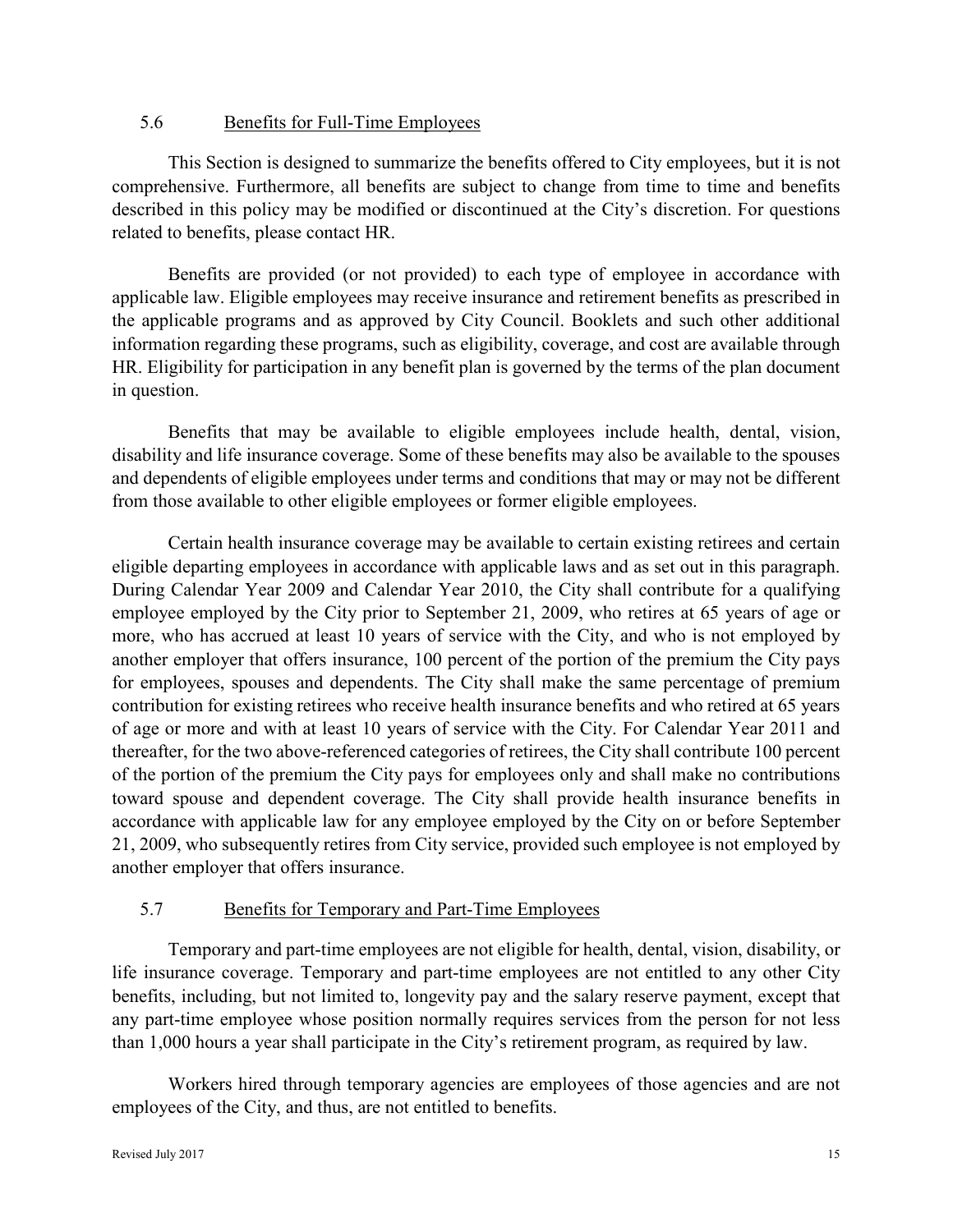### 5.6 Benefits for Full-Time Employees

This Section is designed to summarize the benefits offered to City employees, but it is not comprehensive. Furthermore, all benefits are subject to change from time to time and benefits described in this policy may be modified or discontinued at the City's discretion. For questions related to benefits, please contact HR.

Benefits are provided (or not provided) to each type of employee in accordance with applicable law. Eligible employees may receive insurance and retirement benefits as prescribed in the applicable programs and as approved by City Council. Booklets and such other additional information regarding these programs, such as eligibility, coverage, and cost are available through HR. Eligibility for participation in any benefit plan is governed by the terms of the plan document in question.

Benefits that may be available to eligible employees include health, dental, vision, disability and life insurance coverage. Some of these benefits may also be available to the spouses and dependents of eligible employees under terms and conditions that may or may not be different from those available to other eligible employees or former eligible employees.

Certain health insurance coverage may be available to certain existing retirees and certain eligible departing employees in accordance with applicable laws and as set out in this paragraph. During Calendar Year 2009 and Calendar Year 2010, the City shall contribute for a qualifying employee employed by the City prior to September 21, 2009, who retires at 65 years of age or more, who has accrued at least 10 years of service with the City, and who is not employed by another employer that offers insurance, 100 percent of the portion of the premium the City pays for employees, spouses and dependents. The City shall make the same percentage of premium contribution for existing retirees who receive health insurance benefits and who retired at 65 years of age or more and with at least 10 years of service with the City. For Calendar Year 2011 and thereafter, for the two above-referenced categories of retirees, the City shall contribute 100 percent of the portion of the premium the City pays for employees only and shall make no contributions toward spouse and dependent coverage. The City shall provide health insurance benefits in accordance with applicable law for any employee employed by the City on or before September 21, 2009, who subsequently retires from City service, provided such employee is not employed by another employer that offers insurance.

### 5.7 Benefits for Temporary and Part-Time Employees

Temporary and part-time employees are not eligible for health, dental, vision, disability, or life insurance coverage. Temporary and part-time employees are not entitled to any other City benefits, including, but not limited to, longevity pay and the salary reserve payment, except that any part-time employee whose position normally requires services from the person for not less than 1,000 hours a year shall participate in the City's retirement program, as required by law.

Workers hired through temporary agencies are employees of those agencies and are not employees of the City, and thus, are not entitled to benefits.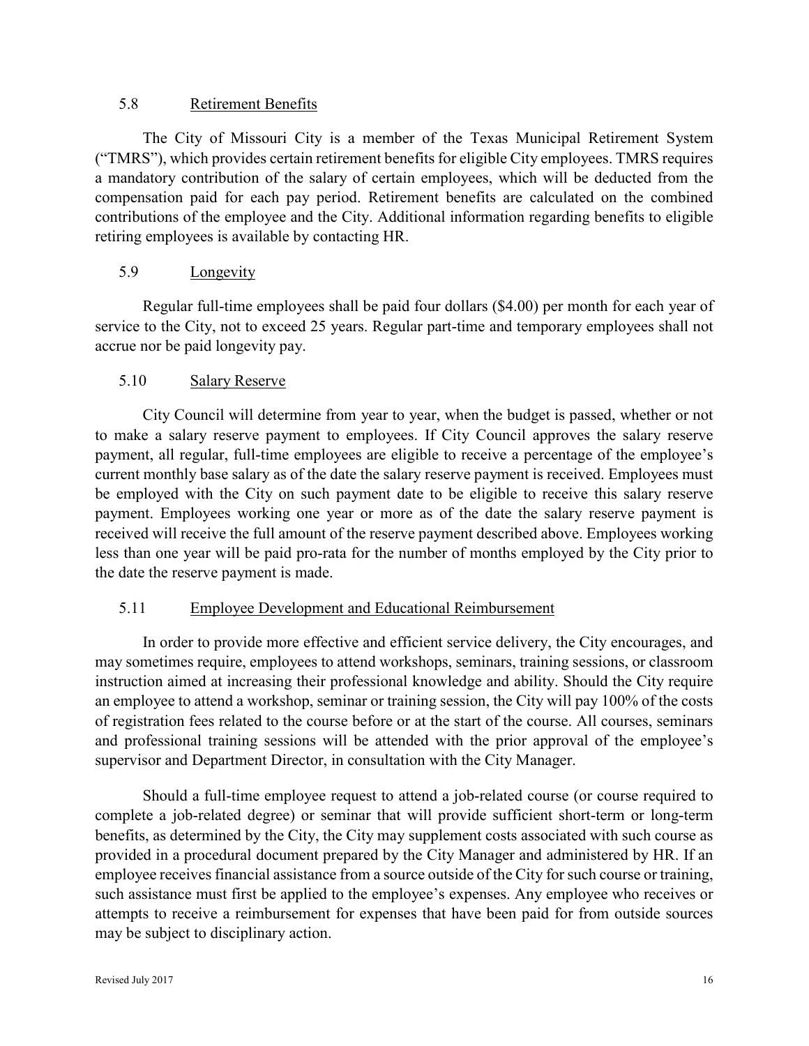### 5.8 Retirement Benefits

The City of Missouri City is a member of the Texas Municipal Retirement System ("TMRS"), which provides certain retirement benefits for eligible City employees. TMRS requires a mandatory contribution of the salary of certain employees, which will be deducted from the compensation paid for each pay period. Retirement benefits are calculated on the combined contributions of the employee and the City. Additional information regarding benefits to eligible retiring employees is available by contacting HR.

### 5.9 Longevity

Regular full-time employees shall be paid four dollars ($4.00) per month for each year of service to the City, not to exceed 25 years. Regular part-time and temporary employees shall not accrue nor be paid longevity pay.

### 5.10 Salary Reserve

City Council will determine from year to year, when the budget is passed, whether or not to make a salary reserve payment to employees. If City Council approves the salary reserve payment, all regular, full-time employees are eligible to receive a percentage of the employee's current monthly base salary as of the date the salary reserve payment is received. Employees must be employed with the City on such payment date to be eligible to receive this salary reserve payment. Employees working one year or more as of the date the salary reserve payment is received will receive the full amount of the reserve payment described above. Employees working less than one year will be paid pro-rata for the number of months employed by the City prior to the date the reserve payment is made.

### 5.11 Employee Development and Educational Reimbursement

In order to provide more effective and efficient service delivery, the City encourages, and may sometimes require, employees to attend workshops, seminars, training sessions, or classroom instruction aimed at increasing their professional knowledge and ability. Should the City require an employee to attend a workshop, seminar or training session, the City will pay 100% of the costs of registration fees related to the course before or at the start of the course. All courses, seminars and professional training sessions will be attended with the prior approval of the employee's supervisor and Department Director, in consultation with the City Manager.

Should a full-time employee request to attend a job-related course (or course required to complete a job-related degree) or seminar that will provide sufficient short-term or long-term benefits, as determined by the City, the City may supplement costs associated with such course as provided in a procedural document prepared by the City Manager and administered by HR. If an employee receives financial assistance from a source outside of the City for such course or training, such assistance must first be applied to the employee's expenses. Any employee who receives or attempts to receive a reimbursement for expenses that have been paid for from outside sources may be subject to disciplinary action.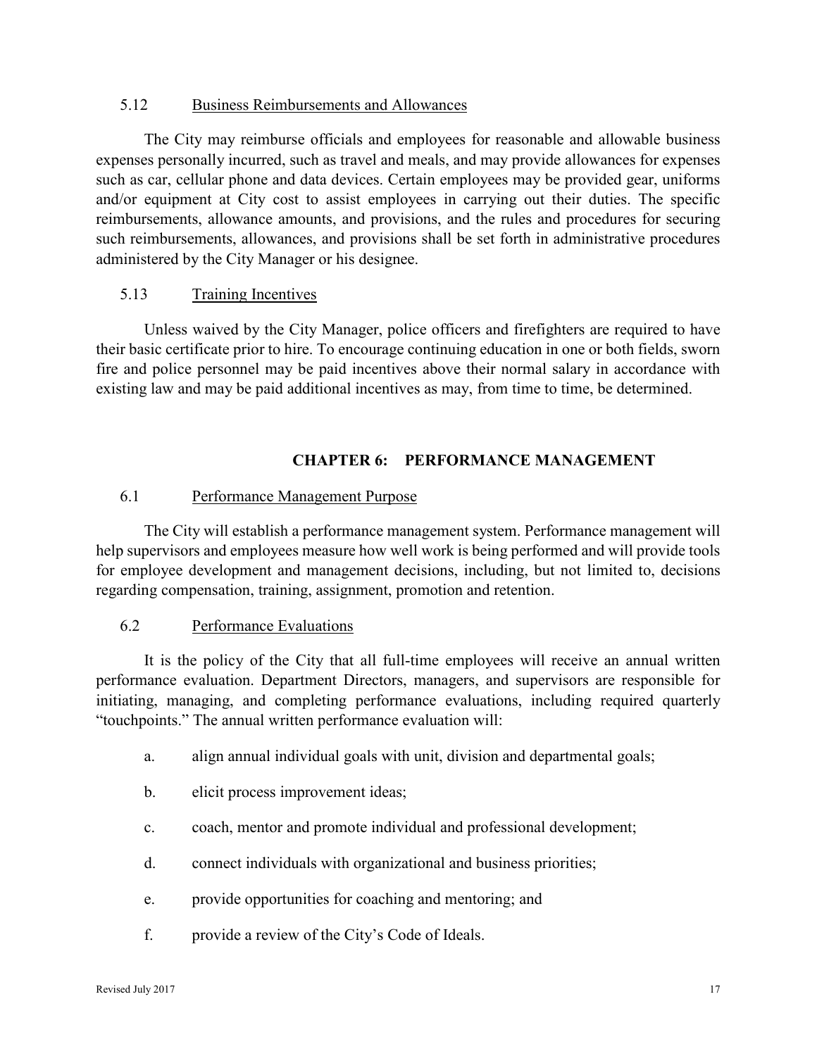### 5.12 Business Reimbursements and Allowances

The City may reimburse officials and employees for reasonable and allowable business expenses personally incurred, such as travel and meals, and may provide allowances for expenses such as car, cellular phone and data devices. Certain employees may be provided gear, uniforms and/or equipment at City cost to assist employees in carrying out their duties. The specific reimbursements, allowance amounts, and provisions, and the rules and procedures for securing such reimbursements, allowances, and provisions shall be set forth in administrative procedures administered by the City Manager or his designee.

### 5.13 Training Incentives

Unless waived by the City Manager, police officers and firefighters are required to have their basic certificate prior to hire. To encourage continuing education in one or both fields, sworn fire and police personnel may be paid incentives above their normal salary in accordance with existing law and may be paid additional incentives as may, from time to time, be determined.

## CHAPTER 6: PERFORMANCE MANAGEMENT

### 6.1 Performance Management Purpose

The City will establish a performance management system. Performance management will help supervisors and employees measure how well work is being performed and will provide tools for employee development and management decisions, including, but not limited to, decisions regarding compensation, training, assignment, promotion and retention.

### 6.2 Performance Evaluations

It is the policy of the City that all full-time employees will receive an annual written performance evaluation. Department Directors, managers, and supervisors are responsible for initiating, managing, and completing performance evaluations, including required quarterly "touchpoints." The annual written performance evaluation will:

a. align annual individual goals with unit, division and departmental goals;

b. elicit process improvement ideas;

c. coach, mentor and promote individual and professional development;

d. connect individuals with organizational and business priorities;

e. provide opportunities for coaching and mentoring; and

f. provide a review of the City's Code of Ideals.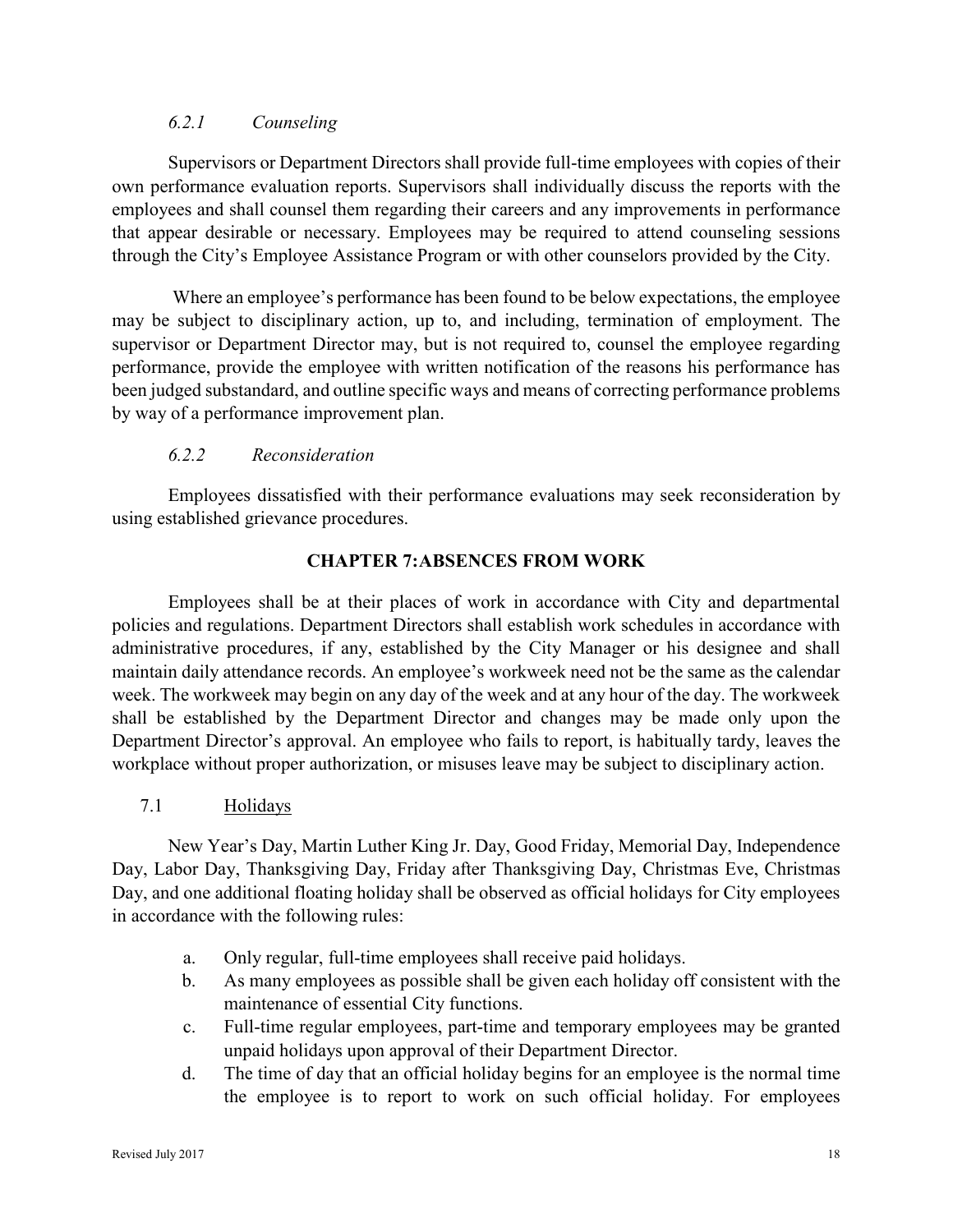#### *6.2.1 Counseling*

Supervisors or Department Directors shall provide full-time employees with copies of their own performance evaluation reports. Supervisors shall individually discuss the reports with the employees and shall counsel them regarding their careers and any improvements in performance that appear desirable or necessary. Employees may be required to attend counseling sessions through the City's Employee Assistance Program or with other counselors provided by the City.

Where an employee's performance has been found to be below expectations, the employee may be subject to disciplinary action, up to, and including, termination of employment. The supervisor or Department Director may, but is not required to, counsel the employee regarding performance, provide the employee with written notification of the reasons his performance has been judged substandard, and outline specific ways and means of correcting performance problems by way of a performance improvement plan.

#### *6.2.2 Reconsideration*

Employees dissatisfied with their performance evaluations may seek reconsideration by using established grievance procedures.

## CHAPTER 7:ABSENCES FROM WORK

Employees shall be at their places of work in accordance with City and departmental policies and regulations. Department Directors shall establish work schedules in accordance with administrative procedures, if any, established by the City Manager or his designee and shall maintain daily attendance records. An employee's workweek need not be the same as the calendar week. The workweek may begin on any day of the week and at any hour of the day. The workweek shall be established by the Department Director and changes may be made only upon the Department Director's approval. An employee who fails to report, is habitually tardy, leaves the workplace without proper authorization, or misuses leave may be subject to disciplinary action.

### 7.1 Holidays

New Year's Day, Martin Luther King Jr. Day, Good Friday, Memorial Day, Independence Day, Labor Day, Thanksgiving Day, Friday after Thanksgiving Day, Christmas Eve, Christmas Day, and one additional floating holiday shall be observed as official holidays for City employees in accordance with the following rules:

a. Only regular, full-time employees shall receive paid holidays.
b. As many employees as possible shall be given each holiday off consistent with the maintenance of essential City functions.
c. Full-time regular employees, part-time and temporary employees may be granted unpaid holidays upon approval of their Department Director.
d. The time of day that an official holiday begins for an employee is the normal time the employee is to report to work on such official holiday. For employees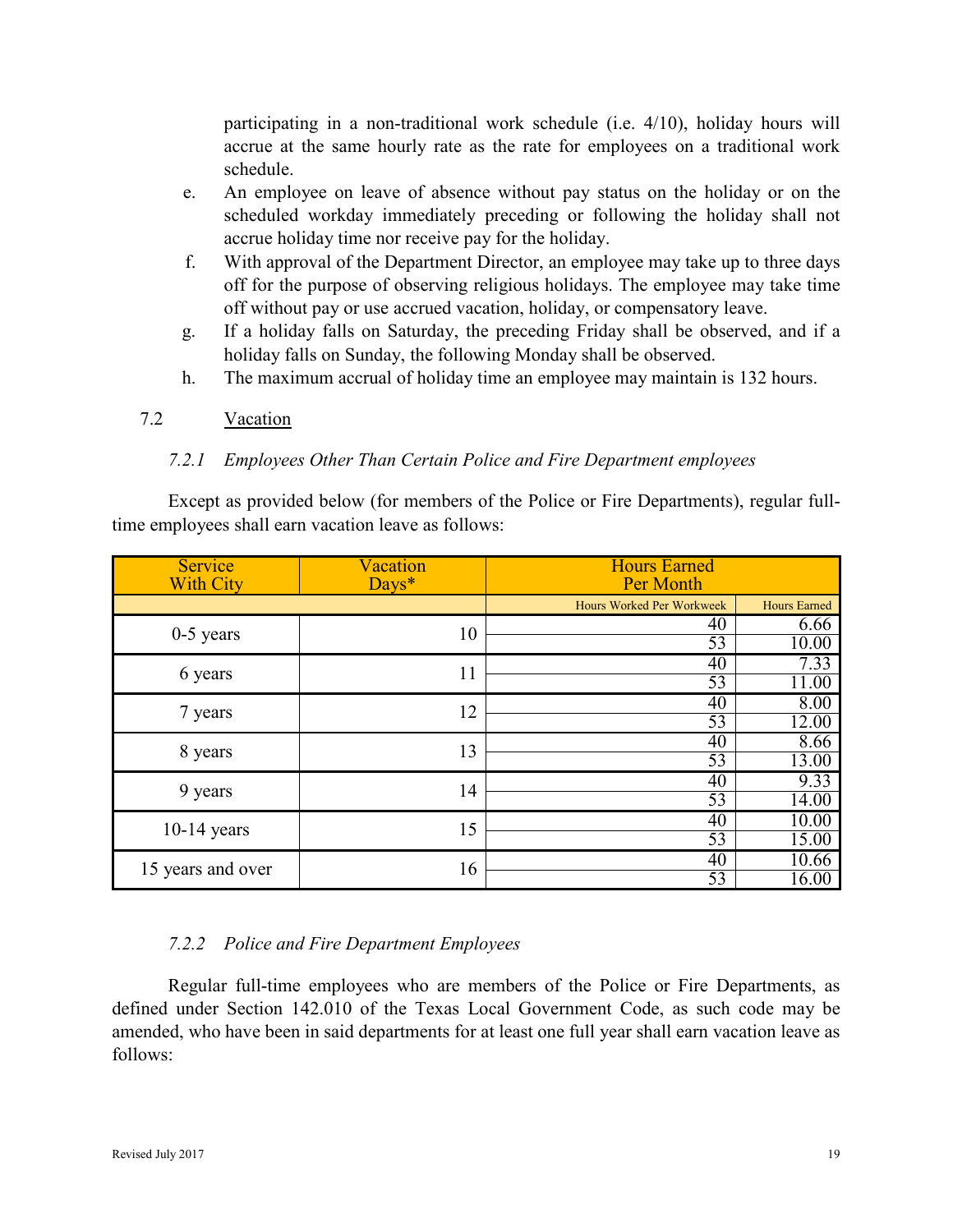participating in a non-traditional work schedule (i.e. 4/10), holiday hours will accrue at the same hourly rate as the rate for employees on a traditional work schedule.

e. An employee on leave of absence without pay status on the holiday or on the scheduled workday immediately preceding or following the holiday shall not accrue holiday time nor receive pay for the holiday.

f. With approval of the Department Director, an employee may take up to three days off for the purpose of observing religious holidays. The employee may take time off without pay or use accrued vacation, holiday, or compensatory leave.

g. If a holiday falls on Saturday, the preceding Friday shall be observed, and if a holiday falls on Sunday, the following Monday shall be observed.

h. The maximum accrual of holiday time an employee may maintain is 132 hours.

## 7.2 Vacation

### *7.2.1 Employees Other Than Certain Police and Fire Department employees*

Except as provided below (for members of the Police or Fire Departments), regular full-time employees shall earn vacation leave as follows:

| Service With City | Vacation Days* | Hours Earned Per Month | |
|---|---|---|---|
| | | Hours Worked Per Workweek | Hours Earned |
| 0-5 years | 10 | 40 | 6.66 |
| | | 53 | 10.00 |
| 6 years | 11 | 40 | 7.33 |
| | | 53 | 11.00 |
| 7 years | 12 | 40 | 8.00 |
| | | 53 | 12.00 |
| 8 years | 13 | 40 | 8.66 |
| | | 53 | 13.00 |
| 9 years | 14 | 40 | 9.33 |
| | | 53 | 14.00 |
| 10-14 years | 15 | 40 | 10.00 |
| | | 53 | 15.00 |
| 15 years and over | 16 | 40 | 10.66 |
| | | 53 | 16.00 |

### *7.2.2 Police and Fire Department Employees*

Regular full-time employees who are members of the Police or Fire Departments, as defined under Section 142.010 of the Texas Local Government Code, as such code may be amended, who have been in said departments for at least one full year shall earn vacation leave as follows: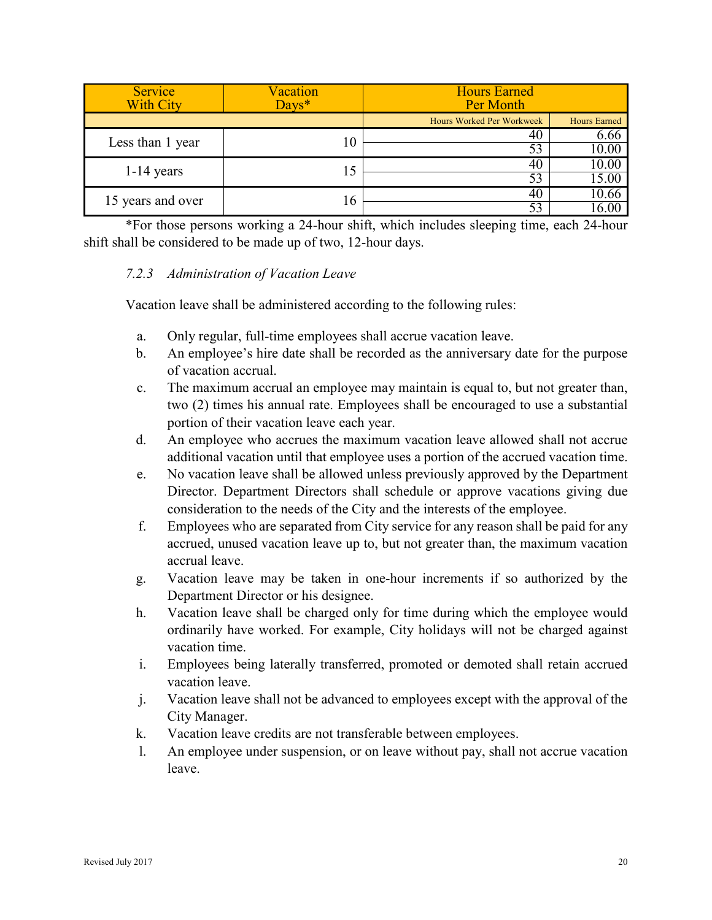| Service With City | Vacation Days* | Hours Earned Per Month | |
|---|---|---|---|
| | | Hours Worked Per Workweek | Hours Earned |
| Less than 1 year | 10 | 40 | 6.66 |
| | | 53 | 10.00 |
| 1-14 years | 15 | 40 | 10.00 |
| | | 53 | 15.00 |
| 15 years and over | 16 | 40 | 10.66 |
| | | 53 | 16.00 |

*For those persons working a 24-hour shift, which includes sleeping time, each 24-hour shift shall be considered to be made up of two, 12-hour days.

### *7.2.3 Administration of Vacation Leave*

Vacation leave shall be administered according to the following rules:

a. Only regular, full-time employees shall accrue vacation leave.
b. An employee's hire date shall be recorded as the anniversary date for the purpose of vacation accrual.
c. The maximum accrual an employee may maintain is equal to, but not greater than, two (2) times his annual rate. Employees shall be encouraged to use a substantial portion of their vacation leave each year.
d. An employee who accrues the maximum vacation leave allowed shall not accrue additional vacation until that employee uses a portion of the accrued vacation time.
e. No vacation leave shall be allowed unless previously approved by the Department Director. Department Directors shall schedule or approve vacations giving due consideration to the needs of the City and the interests of the employee.
f. Employees who are separated from City service for any reason shall be paid for any accrued, unused vacation leave up to, but not greater than, the maximum vacation accrual leave.
g. Vacation leave may be taken in one-hour increments if so authorized by the Department Director or his designee.
h. Vacation leave shall be charged only for time during which the employee would ordinarily have worked. For example, City holidays will not be charged against vacation time.
i. Employees being laterally transferred, promoted or demoted shall retain accrued vacation leave.
j. Vacation leave shall not be advanced to employees except with the approval of the City Manager.
k. Vacation leave credits are not transferable between employees.
l. An employee under suspension, or on leave without pay, shall not accrue vacation leave.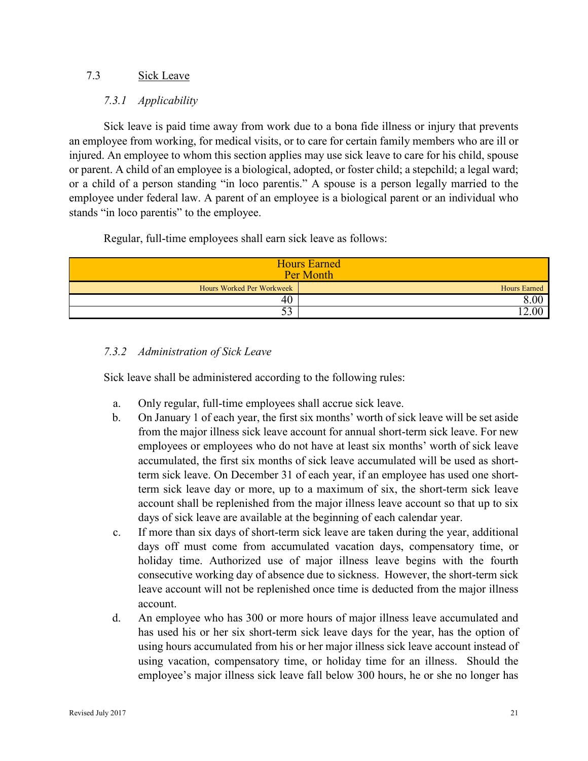## 7.3 Sick Leave

### *7.3.1 Applicability*

Sick leave is paid time away from work due to a bona fide illness or injury that prevents an employee from working, for medical visits, or to care for certain family members who are ill or injured. An employee to whom this section applies may use sick leave to care for his child, spouse or parent. A child of an employee is a biological, adopted, or foster child; a stepchild; a legal ward; or a child of a person standing "in loco parentis." A spouse is a person legally married to the employee under federal law. A parent of an employee is a biological parent or an individual who stands "in loco parentis" to the employee.

Regular, full-time employees shall earn sick leave as follows:

| Hours Earned Per Month | |
|---|---|
| Hours Worked Per Workweek | Hours Earned |
| 40 | 8.00 |
| 53 | 12.00 |

### *7.3.2 Administration of Sick Leave*

Sick leave shall be administered according to the following rules:

a. Only regular, full-time employees shall accrue sick leave.

b. On January 1 of each year, the first six months' worth of sick leave will be set aside from the major illness sick leave account for annual short-term sick leave. For new employees or employees who do not have at least six months' worth of sick leave accumulated, the first six months of sick leave accumulated will be used as short-term sick leave. On December 31 of each year, if an employee has used one short-term sick leave day or more, up to a maximum of six, the short-term sick leave account shall be replenished from the major illness leave account so that up to six days of sick leave are available at the beginning of each calendar year.

c. If more than six days of short-term sick leave are taken during the year, additional days off must come from accumulated vacation days, compensatory time, or holiday time. Authorized use of major illness leave begins with the fourth consecutive working day of absence due to sickness. However, the short-term sick leave account will not be replenished once time is deducted from the major illness account.

d. An employee who has 300 or more hours of major illness leave accumulated and has used his or her six short-term sick leave days for the year, has the option of using hours accumulated from his or her major illness sick leave account instead of using vacation, compensatory time, or holiday time for an illness. Should the employee's major illness sick leave fall below 300 hours, he or she no longer has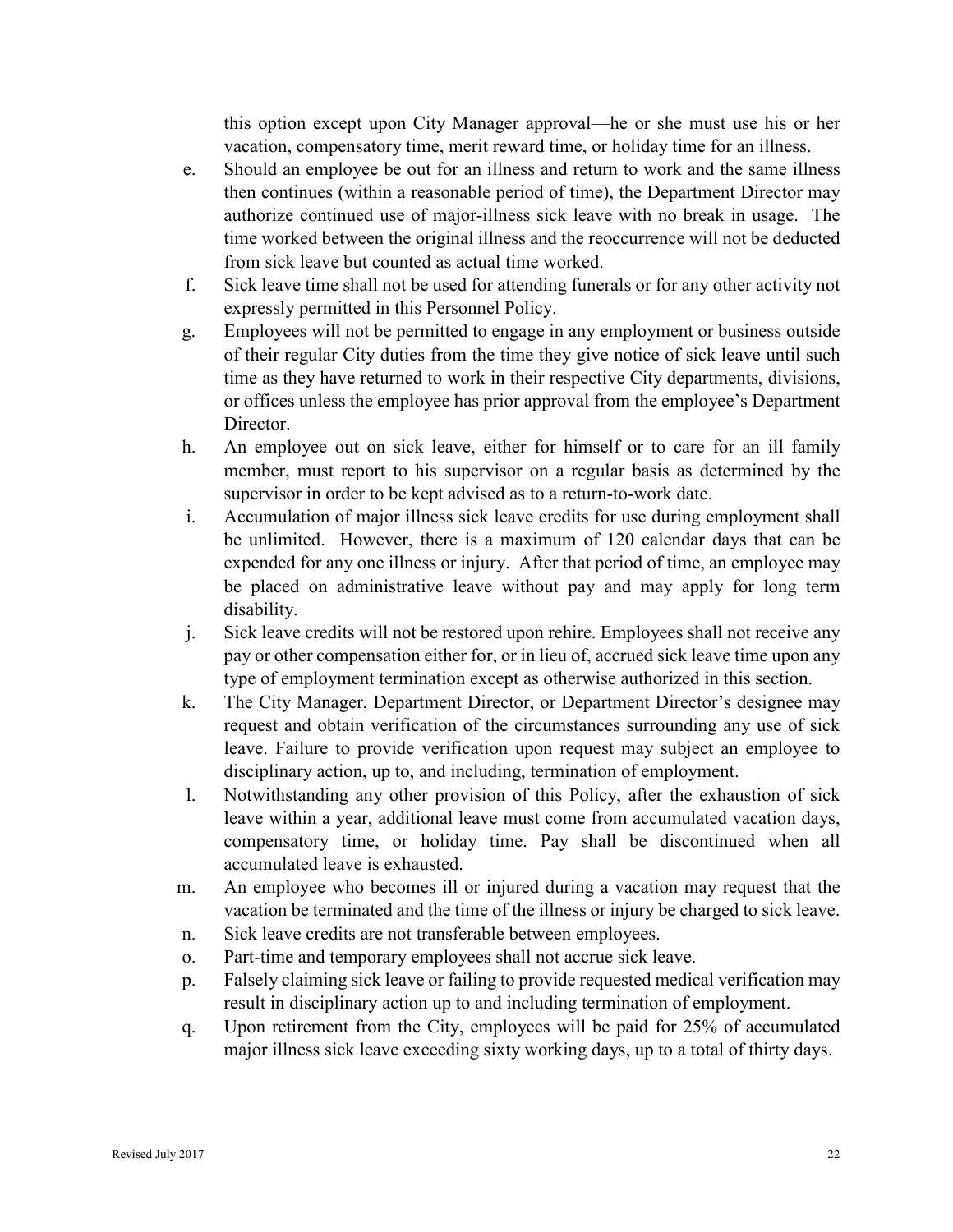this option except upon City Manager approval—he or she must use his or her vacation, compensatory time, merit reward time, or holiday time for an illness.

e. Should an employee be out for an illness and return to work and the same illness then continues (within a reasonable period of time), the Department Director may authorize continued use of major-illness sick leave with no break in usage. The time worked between the original illness and the reoccurrence will not be deducted from sick leave but counted as actual time worked.

f. Sick leave time shall not be used for attending funerals or for any other activity not expressly permitted in this Personnel Policy.

g. Employees will not be permitted to engage in any employment or business outside of their regular City duties from the time they give notice of sick leave until such time as they have returned to work in their respective City departments, divisions, or offices unless the employee has prior approval from the employee's Department Director.

h. An employee out on sick leave, either for himself or to care for an ill family member, must report to his supervisor on a regular basis as determined by the supervisor in order to be kept advised as to a return-to-work date.

i. Accumulation of major illness sick leave credits for use during employment shall be unlimited. However, there is a maximum of 120 calendar days that can be expended for any one illness or injury. After that period of time, an employee may be placed on administrative leave without pay and may apply for long term disability.

j. Sick leave credits will not be restored upon rehire. Employees shall not receive any pay or other compensation either for, or in lieu of, accrued sick leave time upon any type of employment termination except as otherwise authorized in this section.

k. The City Manager, Department Director, or Department Director's designee may request and obtain verification of the circumstances surrounding any use of sick leave. Failure to provide verification upon request may subject an employee to disciplinary action, up to, and including, termination of employment.

l. Notwithstanding any other provision of this Policy, after the exhaustion of sick leave within a year, additional leave must come from accumulated vacation days, compensatory time, or holiday time. Pay shall be discontinued when all accumulated leave is exhausted.

m. An employee who becomes ill or injured during a vacation may request that the vacation be terminated and the time of the illness or injury be charged to sick leave.

n. Sick leave credits are not transferable between employees.

o. Part-time and temporary employees shall not accrue sick leave.

p. Falsely claiming sick leave or failing to provide requested medical verification may result in disciplinary action up to and including termination of employment.

q. Upon retirement from the City, employees will be paid for 25% of accumulated major illness sick leave exceeding sixty working days, up to a total of thirty days.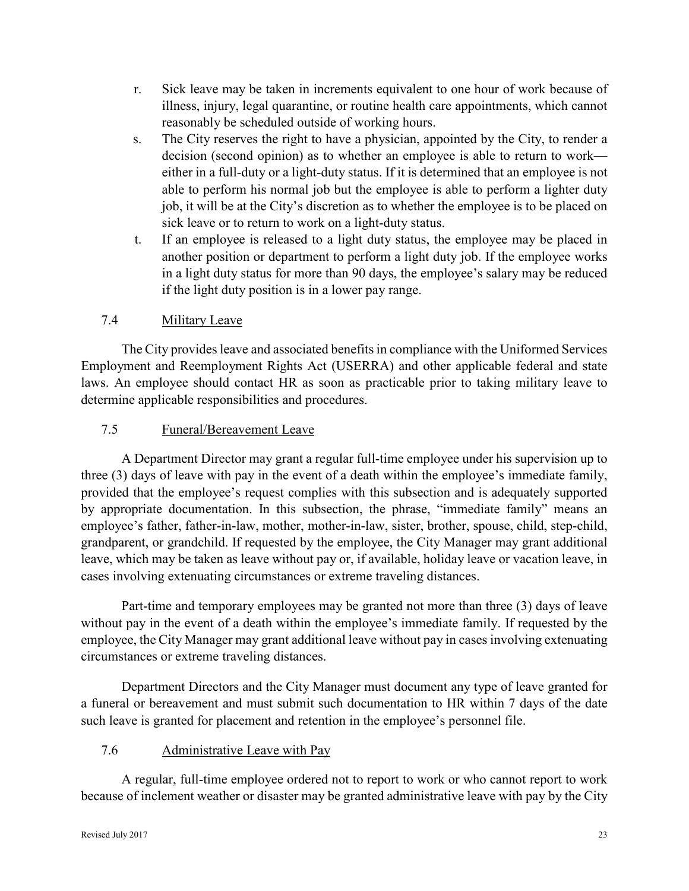r. Sick leave may be taken in increments equivalent to one hour of work because of illness, injury, legal quarantine, or routine health care appointments, which cannot reasonably be scheduled outside of working hours.

s. The City reserves the right to have a physician, appointed by the City, to render a decision (second opinion) as to whether an employee is able to return to work—either in a full-duty or a light-duty status. If it is determined that an employee is not able to perform his normal job but the employee is able to perform a lighter duty job, it will be at the City's discretion as to whether the employee is to be placed on sick leave or to return to work on a light-duty status.

t. If an employee is released to a light duty status, the employee may be placed in another position or department to perform a light duty job. If the employee works in a light duty status for more than 90 days, the employee's salary may be reduced if the light duty position is in a lower pay range.

### 7.4 Military Leave

The City provides leave and associated benefits in compliance with the Uniformed Services Employment and Reemployment Rights Act (USERRA) and other applicable federal and state laws. An employee should contact HR as soon as practicable prior to taking military leave to determine applicable responsibilities and procedures.

### 7.5 Funeral/Bereavement Leave

A Department Director may grant a regular full-time employee under his supervision up to three (3) days of leave with pay in the event of a death within the employee's immediate family, provided that the employee's request complies with this subsection and is adequately supported by appropriate documentation. In this subsection, the phrase, "immediate family" means an employee's father, father-in-law, mother, mother-in-law, sister, brother, spouse, child, step-child, grandparent, or grandchild. If requested by the employee, the City Manager may grant additional leave, which may be taken as leave without pay or, if available, holiday leave or vacation leave, in cases involving extenuating circumstances or extreme traveling distances.

Part-time and temporary employees may be granted not more than three (3) days of leave without pay in the event of a death within the employee's immediate family. If requested by the employee, the City Manager may grant additional leave without pay in cases involving extenuating circumstances or extreme traveling distances.

Department Directors and the City Manager must document any type of leave granted for a funeral or bereavement and must submit such documentation to HR within 7 days of the date such leave is granted for placement and retention in the employee's personnel file.

### 7.6 Administrative Leave with Pay

A regular, full-time employee ordered not to report to work or who cannot report to work because of inclement weather or disaster may be granted administrative leave with pay by the City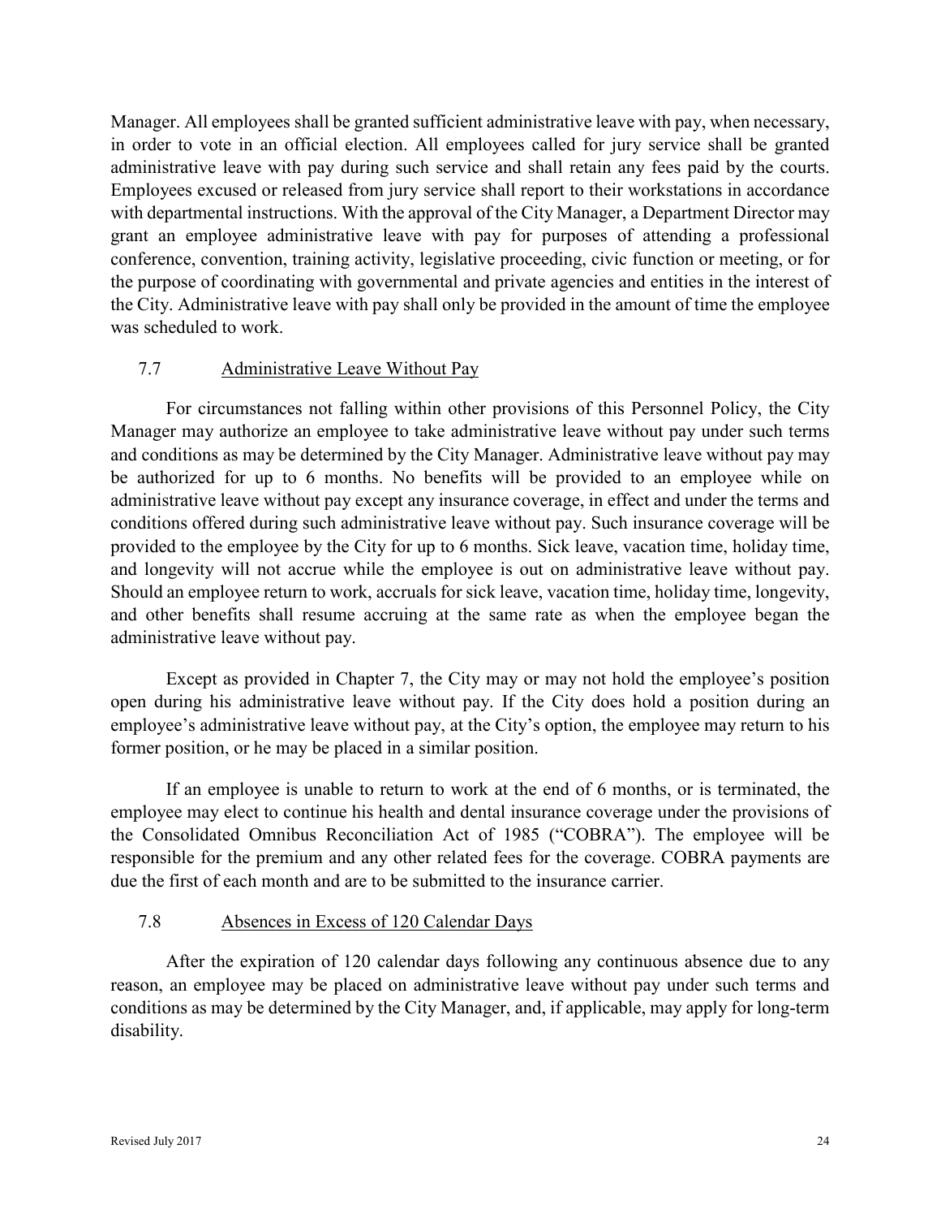Manager. All employees shall be granted sufficient administrative leave with pay, when necessary, in order to vote in an official election. All employees called for jury service shall be granted administrative leave with pay during such service and shall retain any fees paid by the courts. Employees excused or released from jury service shall report to their workstations in accordance with departmental instructions. With the approval of the City Manager, a Department Director may grant an employee administrative leave with pay for purposes of attending a professional conference, convention, training activity, legislative proceeding, civic function or meeting, or for the purpose of coordinating with governmental and private agencies and entities in the interest of the City. Administrative leave with pay shall only be provided in the amount of time the employee was scheduled to work.

### 7.7 Administrative Leave Without Pay

For circumstances not falling within other provisions of this Personnel Policy, the City Manager may authorize an employee to take administrative leave without pay under such terms and conditions as may be determined by the City Manager. Administrative leave without pay may be authorized for up to 6 months. No benefits will be provided to an employee while on administrative leave without pay except any insurance coverage, in effect and under the terms and conditions offered during such administrative leave without pay. Such insurance coverage will be provided to the employee by the City for up to 6 months. Sick leave, vacation time, holiday time, and longevity will not accrue while the employee is out on administrative leave without pay. Should an employee return to work, accruals for sick leave, vacation time, holiday time, longevity, and other benefits shall resume accruing at the same rate as when the employee began the administrative leave without pay.

Except as provided in Chapter 7, the City may or may not hold the employee's position open during his administrative leave without pay. If the City does hold a position during an employee's administrative leave without pay, at the City's option, the employee may return to his former position, or he may be placed in a similar position.

If an employee is unable to return to work at the end of 6 months, or is terminated, the employee may elect to continue his health and dental insurance coverage under the provisions of the Consolidated Omnibus Reconciliation Act of 1985 ("COBRA"). The employee will be responsible for the premium and any other related fees for the coverage. COBRA payments are due the first of each month and are to be submitted to the insurance carrier.

### 7.8 Absences in Excess of 120 Calendar Days

After the expiration of 120 calendar days following any continuous absence due to any reason, an employee may be placed on administrative leave without pay under such terms and conditions as may be determined by the City Manager, and, if applicable, may apply for long-term disability.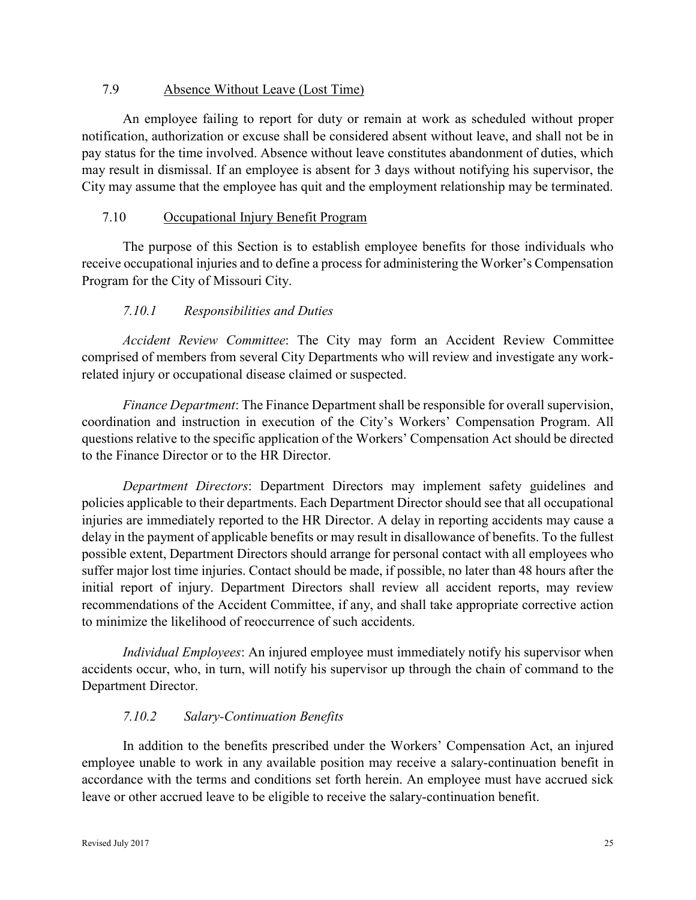## 7.9 Absence Without Leave (Lost Time)

An employee failing to report for duty or remain at work as scheduled without proper notification, authorization or excuse shall be considered absent without leave, and shall not be in pay status for the time involved. Absence without leave constitutes abandonment of duties, which may result in dismissal. If an employee is absent for 3 days without notifying his supervisor, the City may assume that the employee has quit and the employment relationship may be terminated.

## 7.10 Occupational Injury Benefit Program

The purpose of this Section is to establish employee benefits for those individuals who receive occupational injuries and to define a process for administering the Worker's Compensation Program for the City of Missouri City.

### *7.10.1 Responsibilities and Duties*

*Accident Review Committee*: The City may form an Accident Review Committee comprised of members from several City Departments who will review and investigate any work-related injury or occupational disease claimed or suspected.

*Finance Department*: The Finance Department shall be responsible for overall supervision, coordination and instruction in execution of the City's Workers' Compensation Program. All questions relative to the specific application of the Workers' Compensation Act should be directed to the Finance Director or to the HR Director.

*Department Directors*: Department Directors may implement safety guidelines and policies applicable to their departments. Each Department Director should see that all occupational injuries are immediately reported to the HR Director. A delay in reporting accidents may cause a delay in the payment of applicable benefits or may result in disallowance of benefits. To the fullest possible extent, Department Directors should arrange for personal contact with all employees who suffer major lost time injuries. Contact should be made, if possible, no later than 48 hours after the initial report of injury. Department Directors shall review all accident reports, may review recommendations of the Accident Committee, if any, and shall take appropriate corrective action to minimize the likelihood of reoccurrence of such accidents.

*Individual Employees*: An injured employee must immediately notify his supervisor when accidents occur, who, in turn, will notify his supervisor up through the chain of command to the Department Director.

### *7.10.2 Salary-Continuation Benefits*

In addition to the benefits prescribed under the Workers' Compensation Act, an injured employee unable to work in any available position may receive a salary-continuation benefit in accordance with the terms and conditions set forth herein. An employee must have accrued sick leave or other accrued leave to be eligible to receive the salary-continuation benefit.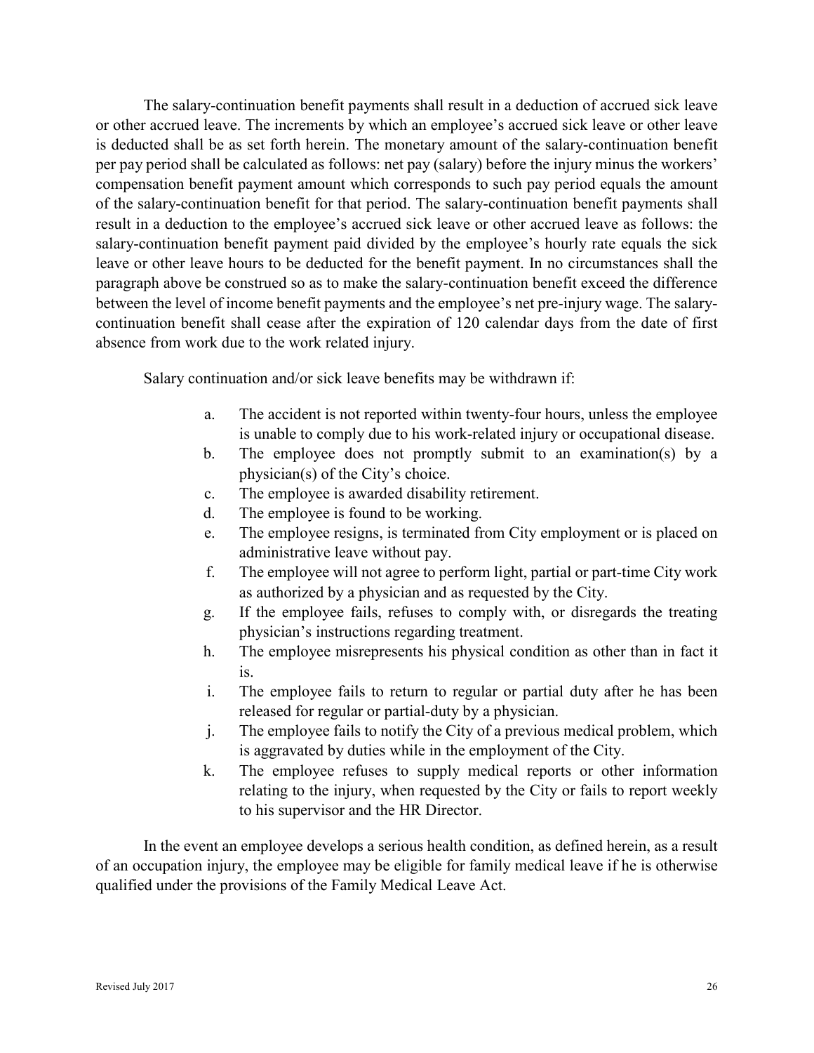The salary-continuation benefit payments shall result in a deduction of accrued sick leave or other accrued leave. The increments by which an employee's accrued sick leave or other leave is deducted shall be as set forth herein. The monetary amount of the salary-continuation benefit per pay period shall be calculated as follows: net pay (salary) before the injury minus the workers' compensation benefit payment amount which corresponds to such pay period equals the amount of the salary-continuation benefit for that period. The salary-continuation benefit payments shall result in a deduction to the employee's accrued sick leave or other accrued leave as follows: the salary-continuation benefit payment paid divided by the employee's hourly rate equals the sick leave or other leave hours to be deducted for the benefit payment. In no circumstances shall the paragraph above be construed so as to make the salary-continuation benefit exceed the difference between the level of income benefit payments and the employee's net pre-injury wage. The salary-continuation benefit shall cease after the expiration of 120 calendar days from the date of first absence from work due to the work related injury.

Salary continuation and/or sick leave benefits may be withdrawn if:

a. The accident is not reported within twenty-four hours, unless the employee is unable to comply due to his work-related injury or occupational disease.
b. The employee does not promptly submit to an examination(s) by a physician(s) of the City's choice.
c. The employee is awarded disability retirement.
d. The employee is found to be working.
e. The employee resigns, is terminated from City employment or is placed on administrative leave without pay.
f. The employee will not agree to perform light, partial or part-time City work as authorized by a physician and as requested by the City.
g. If the employee fails, refuses to comply with, or disregards the treating physician's instructions regarding treatment.
h. The employee misrepresents his physical condition as other than in fact it is.
i. The employee fails to return to regular or partial duty after he has been released for regular or partial-duty by a physician.
j. The employee fails to notify the City of a previous medical problem, which is aggravated by duties while in the employment of the City.
k. The employee refuses to supply medical reports or other information relating to the injury, when requested by the City or fails to report weekly to his supervisor and the HR Director.

In the event an employee develops a serious health condition, as defined herein, as a result of an occupation injury, the employee may be eligible for family medical leave if he is otherwise qualified under the provisions of the Family Medical Leave Act.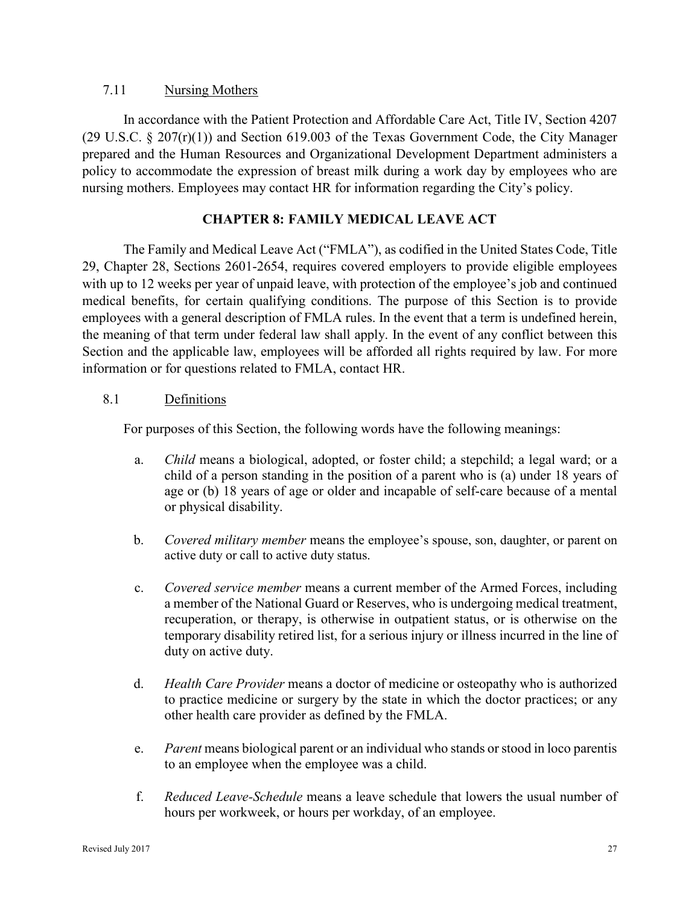### 7.11 Nursing Mothers

In accordance with the Patient Protection and Affordable Care Act, Title IV, Section 4207 (29 U.S.C. § 207(r)(1)) and Section 619.003 of the Texas Government Code, the City Manager prepared and the Human Resources and Organizational Development Department administers a policy to accommodate the expression of breast milk during a work day by employees who are nursing mothers. Employees may contact HR for information regarding the City's policy.

## CHAPTER 8: FAMILY MEDICAL LEAVE ACT

The Family and Medical Leave Act ("FMLA"), as codified in the United States Code, Title 29, Chapter 28, Sections 2601-2654, requires covered employers to provide eligible employees with up to 12 weeks per year of unpaid leave, with protection of the employee's job and continued medical benefits, for certain qualifying conditions. The purpose of this Section is to provide employees with a general description of FMLA rules. In the event that a term is undefined herein, the meaning of that term under federal law shall apply. In the event of any conflict between this Section and the applicable law, employees will be afforded all rights required by law. For more information or for questions related to FMLA, contact HR.

### 8.1 Definitions

For purposes of this Section, the following words have the following meanings:

a. *Child* means a biological, adopted, or foster child; a stepchild; a legal ward; or a child of a person standing in the position of a parent who is (a) under 18 years of age or (b) 18 years of age or older and incapable of self-care because of a mental or physical disability.

b. *Covered military member* means the employee's spouse, son, daughter, or parent on active duty or call to active duty status.

c. *Covered service member* means a current member of the Armed Forces, including a member of the National Guard or Reserves, who is undergoing medical treatment, recuperation, or therapy, is otherwise in outpatient status, or is otherwise on the temporary disability retired list, for a serious injury or illness incurred in the line of duty on active duty.

d. *Health Care Provider* means a doctor of medicine or osteopathy who is authorized to practice medicine or surgery by the state in which the doctor practices; or any other health care provider as defined by the FMLA.

e. *Parent* means biological parent or an individual who stands or stood in loco parentis to an employee when the employee was a child.

f. *Reduced Leave-Schedule* means a leave schedule that lowers the usual number of hours per workweek, or hours per workday, of an employee.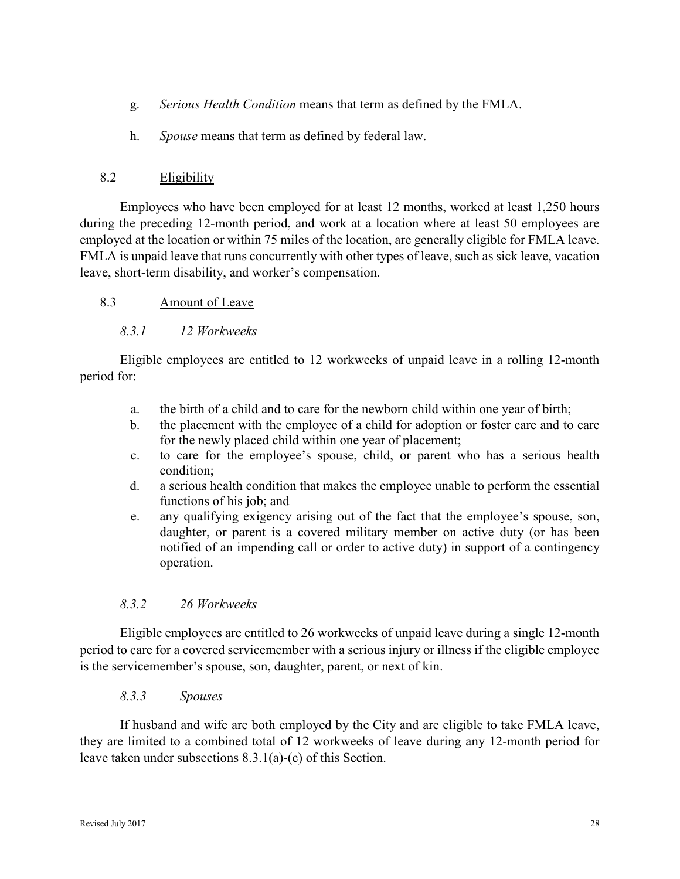g. *Serious Health Condition* means that term as defined by the FMLA.

h. *Spouse* means that term as defined by federal law.

## 8.2 Eligibility

Employees who have been employed for at least 12 months, worked at least 1,250 hours during the preceding 12-month period, and work at a location where at least 50 employees are employed at the location or within 75 miles of the location, are generally eligible for FMLA leave. FMLA is unpaid leave that runs concurrently with other types of leave, such as sick leave, vacation leave, short-term disability, and worker's compensation.

## 8.3 Amount of Leave

### *8.3.1 12 Workweeks*

Eligible employees are entitled to 12 workweeks of unpaid leave in a rolling 12-month period for:

a. the birth of a child and to care for the newborn child within one year of birth;
b. the placement with the employee of a child for adoption or foster care and to care for the newly placed child within one year of placement;
c. to care for the employee's spouse, child, or parent who has a serious health condition;
d. a serious health condition that makes the employee unable to perform the essential functions of his job; and
e. any qualifying exigency arising out of the fact that the employee's spouse, son, daughter, or parent is a covered military member on active duty (or has been notified of an impending call or order to active duty) in support of a contingency operation.

### *8.3.2 26 Workweeks*

Eligible employees are entitled to 26 workweeks of unpaid leave during a single 12-month period to care for a covered servicemember with a serious injury or illness if the eligible employee is the servicemember's spouse, son, daughter, parent, or next of kin.

### *8.3.3 Spouses*

If husband and wife are both employed by the City and are eligible to take FMLA leave, they are limited to a combined total of 12 workweeks of leave during any 12-month period for leave taken under subsections 8.3.1(a)-(c) of this Section.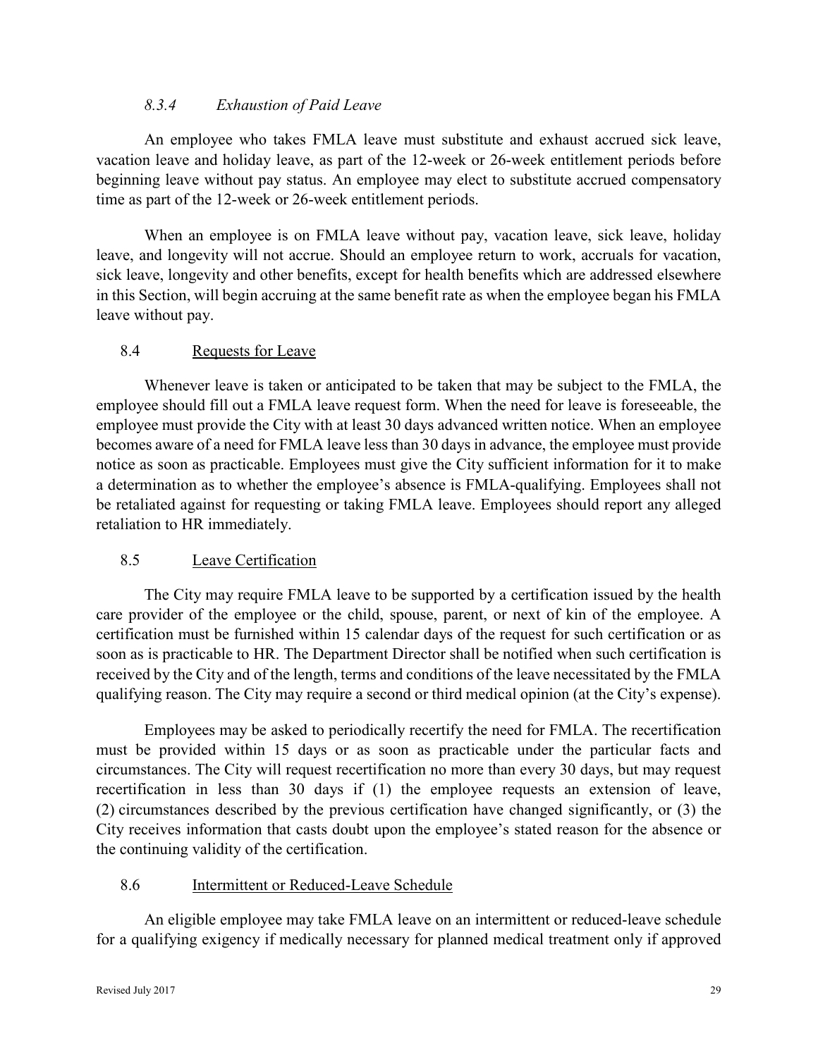#### *8.3.4 Exhaustion of Paid Leave*

An employee who takes FMLA leave must substitute and exhaust accrued sick leave, vacation leave and holiday leave, as part of the 12-week or 26-week entitlement periods before beginning leave without pay status. An employee may elect to substitute accrued compensatory time as part of the 12-week or 26-week entitlement periods.

When an employee is on FMLA leave without pay, vacation leave, sick leave, holiday leave, and longevity will not accrue. Should an employee return to work, accruals for vacation, sick leave, longevity and other benefits, except for health benefits which are addressed elsewhere in this Section, will begin accruing at the same benefit rate as when the employee began his FMLA leave without pay.

### 8.4 Requests for Leave

Whenever leave is taken or anticipated to be taken that may be subject to the FMLA, the employee should fill out a FMLA leave request form. When the need for leave is foreseeable, the employee must provide the City with at least 30 days advanced written notice. When an employee becomes aware of a need for FMLA leave less than 30 days in advance, the employee must provide notice as soon as practicable. Employees must give the City sufficient information for it to make a determination as to whether the employee's absence is FMLA-qualifying. Employees shall not be retaliated against for requesting or taking FMLA leave. Employees should report any alleged retaliation to HR immediately.

### 8.5 Leave Certification

The City may require FMLA leave to be supported by a certification issued by the health care provider of the employee or the child, spouse, parent, or next of kin of the employee. A certification must be furnished within 15 calendar days of the request for such certification or as soon as is practicable to HR. The Department Director shall be notified when such certification is received by the City and of the length, terms and conditions of the leave necessitated by the FMLA qualifying reason. The City may require a second or third medical opinion (at the City's expense).

Employees may be asked to periodically recertify the need for FMLA. The recertification must be provided within 15 days or as soon as practicable under the particular facts and circumstances. The City will request recertification no more than every 30 days, but may request recertification in less than 30 days if (1) the employee requests an extension of leave, (2) circumstances described by the previous certification have changed significantly, or (3) the City receives information that casts doubt upon the employee's stated reason for the absence or the continuing validity of the certification.

### 8.6 Intermittent or Reduced-Leave Schedule

An eligible employee may take FMLA leave on an intermittent or reduced-leave schedule for a qualifying exigency if medically necessary for planned medical treatment only if approved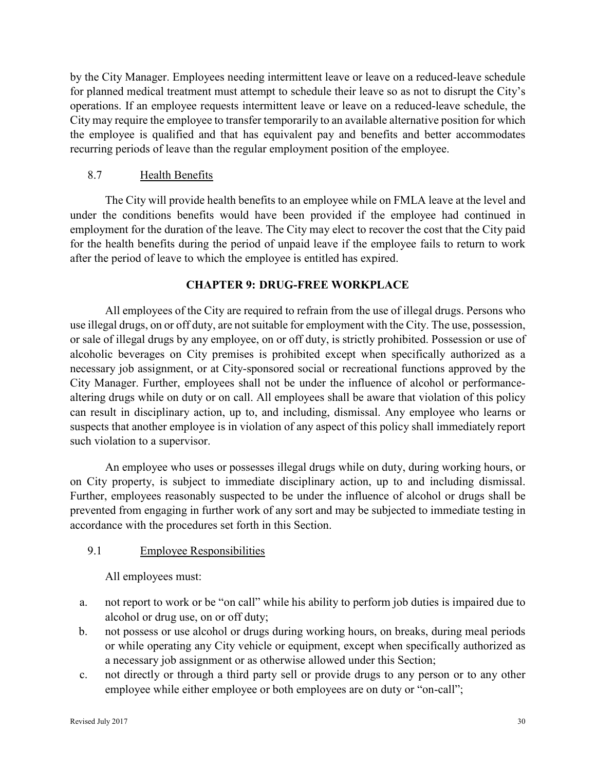by the City Manager. Employees needing intermittent leave or leave on a reduced-leave schedule for planned medical treatment must attempt to schedule their leave so as not to disrupt the City's operations. If an employee requests intermittent leave or leave on a reduced-leave schedule, the City may require the employee to transfer temporarily to an available alternative position for which the employee is qualified and that has equivalent pay and benefits and better accommodates recurring periods of leave than the regular employment position of the employee.

### 8.7 Health Benefits

The City will provide health benefits to an employee while on FMLA leave at the level and under the conditions benefits would have been provided if the employee had continued in employment for the duration of the leave. The City may elect to recover the cost that the City paid for the health benefits during the period of unpaid leave if the employee fails to return to work after the period of leave to which the employee is entitled has expired.

## CHAPTER 9: DRUG-FREE WORKPLACE

All employees of the City are required to refrain from the use of illegal drugs. Persons who use illegal drugs, on or off duty, are not suitable for employment with the City. The use, possession, or sale of illegal drugs by any employee, on or off duty, is strictly prohibited. Possession or use of alcoholic beverages on City premises is prohibited except when specifically authorized as a necessary job assignment, or at City-sponsored social or recreational functions approved by the City Manager. Further, employees shall not be under the influence of alcohol or performance-altering drugs while on duty or on call. All employees shall be aware that violation of this policy can result in disciplinary action, up to, and including, dismissal. Any employee who learns or suspects that another employee is in violation of any aspect of this policy shall immediately report such violation to a supervisor.

An employee who uses or possesses illegal drugs while on duty, during working hours, or on City property, is subject to immediate disciplinary action, up to and including dismissal. Further, employees reasonably suspected to be under the influence of alcohol or drugs shall be prevented from engaging in further work of any sort and may be subjected to immediate testing in accordance with the procedures set forth in this Section.

### 9.1 Employee Responsibilities

All employees must:

a. not report to work or be "on call" while his ability to perform job duties is impaired due to alcohol or drug use, on or off duty;
b. not possess or use alcohol or drugs during working hours, on breaks, during meal periods or while operating any City vehicle or equipment, except when specifically authorized as a necessary job assignment or as otherwise allowed under this Section;
c. not directly or through a third party sell or provide drugs to any person or to any other employee while either employee or both employees are on duty or "on-call";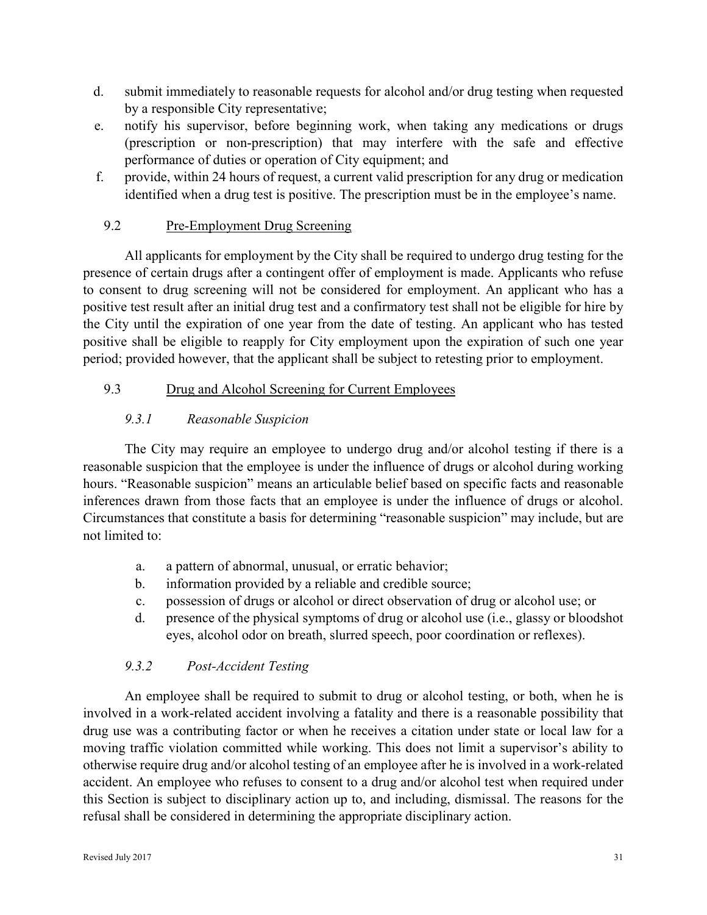d. submit immediately to reasonable requests for alcohol and/or drug testing when requested by a responsible City representative;
e. notify his supervisor, before beginning work, when taking any medications or drugs (prescription or non-prescription) that may interfere with the safe and effective performance of duties or operation of City equipment; and
f. provide, within 24 hours of request, a current valid prescription for any drug or medication identified when a drug test is positive. The prescription must be in the employee's name.

## 9.2 Pre-Employment Drug Screening

All applicants for employment by the City shall be required to undergo drug testing for the presence of certain drugs after a contingent offer of employment is made. Applicants who refuse to consent to drug screening will not be considered for employment. An applicant who has a positive test result after an initial drug test and a confirmatory test shall not be eligible for hire by the City until the expiration of one year from the date of testing. An applicant who has tested positive shall be eligible to reapply for City employment upon the expiration of such one year period; provided however, that the applicant shall be subject to retesting prior to employment.

## 9.3 Drug and Alcohol Screening for Current Employees

### *9.3.1 Reasonable Suspicion*

The City may require an employee to undergo drug and/or alcohol testing if there is a reasonable suspicion that the employee is under the influence of drugs or alcohol during working hours. "Reasonable suspicion" means an articulable belief based on specific facts and reasonable inferences drawn from those facts that an employee is under the influence of drugs or alcohol. Circumstances that constitute a basis for determining "reasonable suspicion" may include, but are not limited to:

a. a pattern of abnormal, unusual, or erratic behavior;
b. information provided by a reliable and credible source;
c. possession of drugs or alcohol or direct observation of drug or alcohol use; or
d. presence of the physical symptoms of drug or alcohol use (i.e., glassy or bloodshot eyes, alcohol odor on breath, slurred speech, poor coordination or reflexes).

### *9.3.2 Post-Accident Testing*

An employee shall be required to submit to drug or alcohol testing, or both, when he is involved in a work-related accident involving a fatality and there is a reasonable possibility that drug use was a contributing factor or when he receives a citation under state or local law for a moving traffic violation committed while working. This does not limit a supervisor's ability to otherwise require drug and/or alcohol testing of an employee after he is involved in a work-related accident. An employee who refuses to consent to a drug and/or alcohol test when required under this Section is subject to disciplinary action up to, and including, dismissal. The reasons for the refusal shall be considered in determining the appropriate disciplinary action.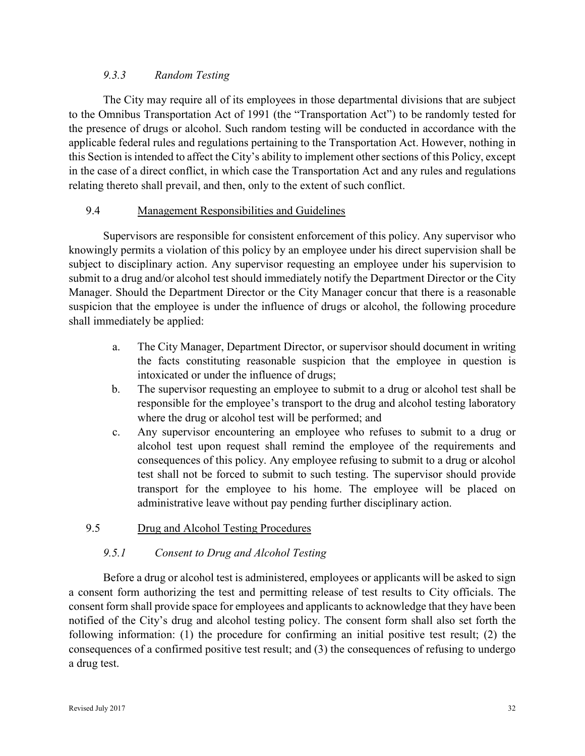#### *9.3.3 Random Testing*

The City may require all of its employees in those departmental divisions that are subject to the Omnibus Transportation Act of 1991 (the "Transportation Act") to be randomly tested for the presence of drugs or alcohol. Such random testing will be conducted in accordance with the applicable federal rules and regulations pertaining to the Transportation Act. However, nothing in this Section is intended to affect the City's ability to implement other sections of this Policy, except in the case of a direct conflict, in which case the Transportation Act and any rules and regulations relating thereto shall prevail, and then, only to the extent of such conflict.

### 9.4 Management Responsibilities and Guidelines

Supervisors are responsible for consistent enforcement of this policy. Any supervisor who knowingly permits a violation of this policy by an employee under his direct supervision shall be subject to disciplinary action. Any supervisor requesting an employee under his supervision to submit to a drug and/or alcohol test should immediately notify the Department Director or the City Manager. Should the Department Director or the City Manager concur that there is a reasonable suspicion that the employee is under the influence of drugs or alcohol, the following procedure shall immediately be applied:

a. The City Manager, Department Director, or supervisor should document in writing the facts constituting reasonable suspicion that the employee in question is intoxicated or under the influence of drugs;

b. The supervisor requesting an employee to submit to a drug or alcohol test shall be responsible for the employee's transport to the drug and alcohol testing laboratory where the drug or alcohol test will be performed; and

c. Any supervisor encountering an employee who refuses to submit to a drug or alcohol test upon request shall remind the employee of the requirements and consequences of this policy. Any employee refusing to submit to a drug or alcohol test shall not be forced to submit to such testing. The supervisor should provide transport for the employee to his home. The employee will be placed on administrative leave without pay pending further disciplinary action.

### 9.5 Drug and Alcohol Testing Procedures

#### *9.5.1 Consent to Drug and Alcohol Testing*

Before a drug or alcohol test is administered, employees or applicants will be asked to sign a consent form authorizing the test and permitting release of test results to City officials. The consent form shall provide space for employees and applicants to acknowledge that they have been notified of the City's drug and alcohol testing policy. The consent form shall also set forth the following information: (1) the procedure for confirming an initial positive test result; (2) the consequences of a confirmed positive test result; and (3) the consequences of refusing to undergo a drug test.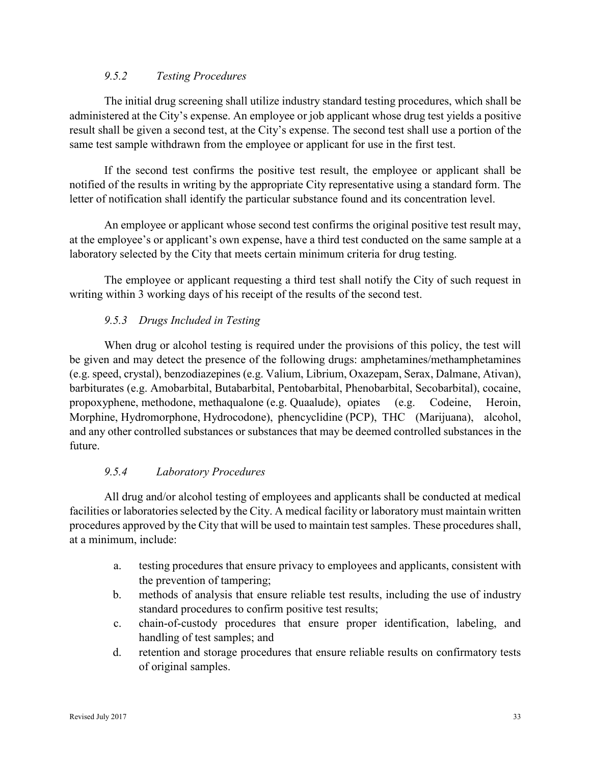### *9.5.2 Testing Procedures*

The initial drug screening shall utilize industry standard testing procedures, which shall be administered at the City's expense. An employee or job applicant whose drug test yields a positive result shall be given a second test, at the City's expense. The second test shall use a portion of the same test sample withdrawn from the employee or applicant for use in the first test.

If the second test confirms the positive test result, the employee or applicant shall be notified of the results in writing by the appropriate City representative using a standard form. The letter of notification shall identify the particular substance found and its concentration level.

An employee or applicant whose second test confirms the original positive test result may, at the employee's or applicant's own expense, have a third test conducted on the same sample at a laboratory selected by the City that meets certain minimum criteria for drug testing.

The employee or applicant requesting a third test shall notify the City of such request in writing within 3 working days of his receipt of the results of the second test.

### *9.5.3 Drugs Included in Testing*

When drug or alcohol testing is required under the provisions of this policy, the test will be given and may detect the presence of the following drugs: amphetamines/methamphetamines (e.g. speed, crystal), benzodiazepines (e.g. Valium, Librium, Oxazepam, Serax, Dalmane, Ativan), barbiturates (e.g. Amobarbital, Butabarbital, Pentobarbital, Phenobarbital, Secobarbital), cocaine, propoxyphene, methodone, methaqualone (e.g. Quaalude), opiates (e.g. Codeine, Heroin, Morphine, Hydromorphone, Hydrocodone), phencyclidine (PCP), THC (Marijuana), alcohol, and any other controlled substances or substances that may be deemed controlled substances in the future.

### *9.5.4 Laboratory Procedures*

All drug and/or alcohol testing of employees and applicants shall be conducted at medical facilities or laboratories selected by the City. A medical facility or laboratory must maintain written procedures approved by the City that will be used to maintain test samples. These procedures shall, at a minimum, include:

a. testing procedures that ensure privacy to employees and applicants, consistent with the prevention of tampering;
b. methods of analysis that ensure reliable test results, including the use of industry standard procedures to confirm positive test results;
c. chain-of-custody procedures that ensure proper identification, labeling, and handling of test samples; and
d. retention and storage procedures that ensure reliable results on confirmatory tests of original samples.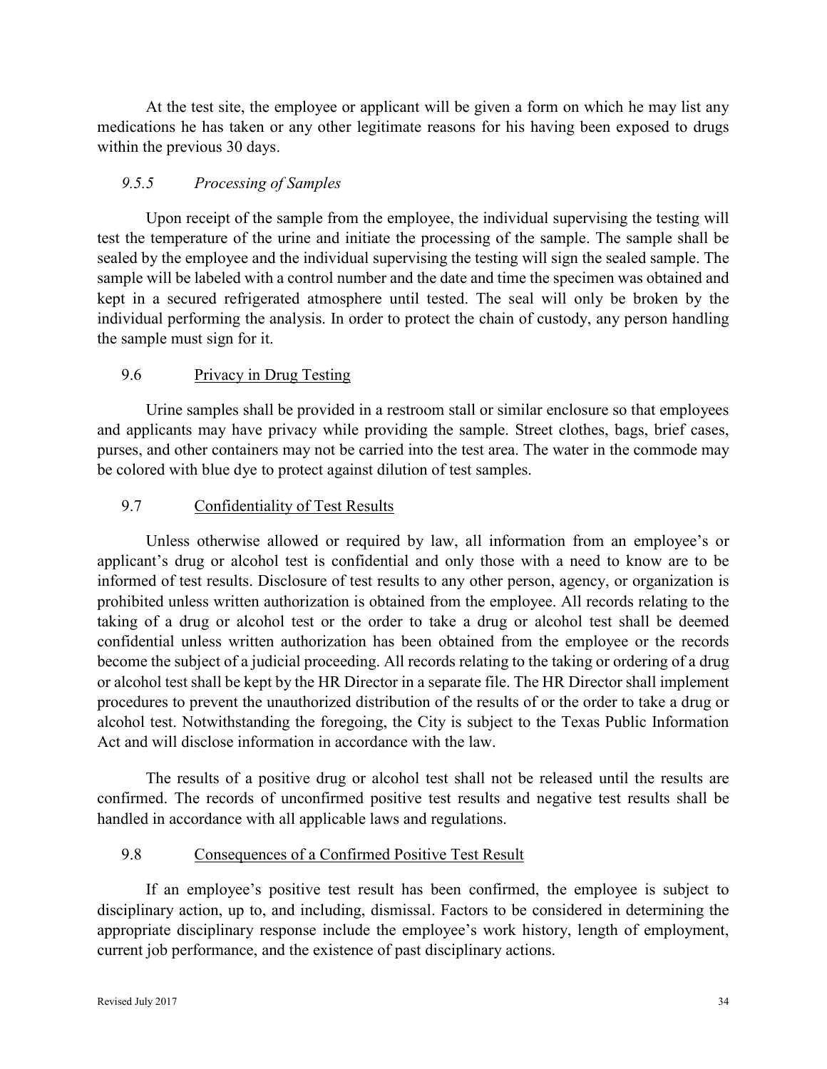At the test site, the employee or applicant will be given a form on which he may list any medications he has taken or any other legitimate reasons for his having been exposed to drugs within the previous 30 days.

#### *9.5.5 Processing of Samples*

Upon receipt of the sample from the employee, the individual supervising the testing will test the temperature of the urine and initiate the processing of the sample. The sample shall be sealed by the employee and the individual supervising the testing will sign the sealed sample. The sample will be labeled with a control number and the date and time the specimen was obtained and kept in a secured refrigerated atmosphere until tested. The seal will only be broken by the individual performing the analysis. In order to protect the chain of custody, any person handling the sample must sign for it.

### 9.6 Privacy in Drug Testing

Urine samples shall be provided in a restroom stall or similar enclosure so that employees and applicants may have privacy while providing the sample. Street clothes, bags, brief cases, purses, and other containers may not be carried into the test area. The water in the commode may be colored with blue dye to protect against dilution of test samples.

### 9.7 Confidentiality of Test Results

Unless otherwise allowed or required by law, all information from an employee's or applicant's drug or alcohol test is confidential and only those with a need to know are to be informed of test results. Disclosure of test results to any other person, agency, or organization is prohibited unless written authorization is obtained from the employee. All records relating to the taking of a drug or alcohol test or the order to take a drug or alcohol test shall be deemed confidential unless written authorization has been obtained from the employee or the records become the subject of a judicial proceeding. All records relating to the taking or ordering of a drug or alcohol test shall be kept by the HR Director in a separate file. The HR Director shall implement procedures to prevent the unauthorized distribution of the results of or the order to take a drug or alcohol test. Notwithstanding the foregoing, the City is subject to the Texas Public Information Act and will disclose information in accordance with the law.

The results of a positive drug or alcohol test shall not be released until the results are confirmed. The records of unconfirmed positive test results and negative test results shall be handled in accordance with all applicable laws and regulations.

### 9.8 Consequences of a Confirmed Positive Test Result

If an employee's positive test result has been confirmed, the employee is subject to disciplinary action, up to, and including, dismissal. Factors to be considered in determining the appropriate disciplinary response include the employee's work history, length of employment, current job performance, and the existence of past disciplinary actions.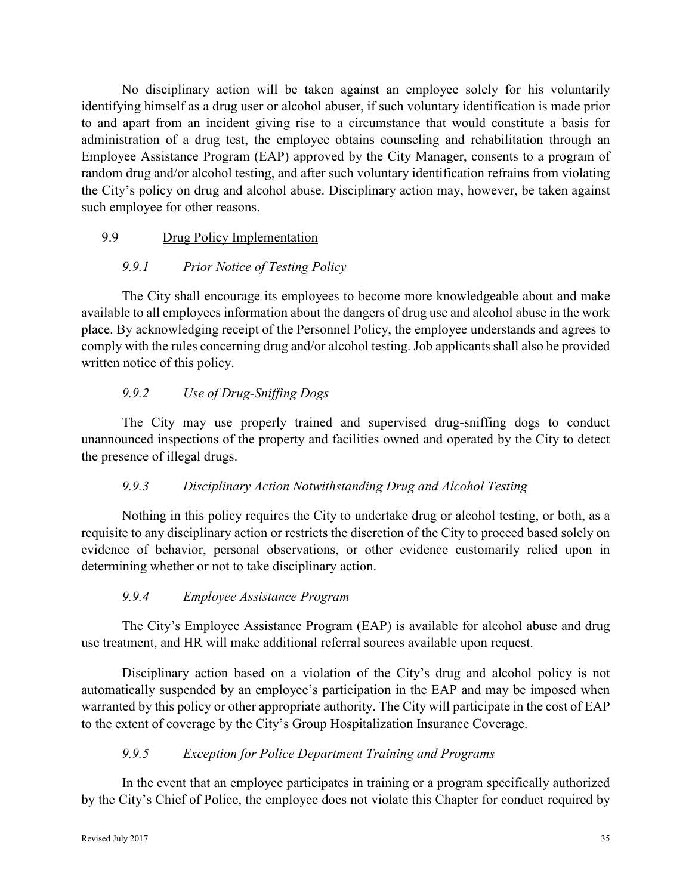No disciplinary action will be taken against an employee solely for his voluntarily identifying himself as a drug user or alcohol abuser, if such voluntary identification is made prior to and apart from an incident giving rise to a circumstance that would constitute a basis for administration of a drug test, the employee obtains counseling and rehabilitation through an Employee Assistance Program (EAP) approved by the City Manager, consents to a program of random drug and/or alcohol testing, and after such voluntary identification refrains from violating the City's policy on drug and alcohol abuse. Disciplinary action may, however, be taken against such employee for other reasons.

## 9.9 Drug Policy Implementation

### *9.9.1 Prior Notice of Testing Policy*

The City shall encourage its employees to become more knowledgeable about and make available to all employees information about the dangers of drug use and alcohol abuse in the work place. By acknowledging receipt of the Personnel Policy, the employee understands and agrees to comply with the rules concerning drug and/or alcohol testing. Job applicants shall also be provided written notice of this policy.

### *9.9.2 Use of Drug-Sniffing Dogs*

The City may use properly trained and supervised drug-sniffing dogs to conduct unannounced inspections of the property and facilities owned and operated by the City to detect the presence of illegal drugs.

### *9.9.3 Disciplinary Action Notwithstanding Drug and Alcohol Testing*

Nothing in this policy requires the City to undertake drug or alcohol testing, or both, as a requisite to any disciplinary action or restricts the discretion of the City to proceed based solely on evidence of behavior, personal observations, or other evidence customarily relied upon in determining whether or not to take disciplinary action.

### *9.9.4 Employee Assistance Program*

The City's Employee Assistance Program (EAP) is available for alcohol abuse and drug use treatment, and HR will make additional referral sources available upon request.

Disciplinary action based on a violation of the City's drug and alcohol policy is not automatically suspended by an employee's participation in the EAP and may be imposed when warranted by this policy or other appropriate authority. The City will participate in the cost of EAP to the extent of coverage by the City's Group Hospitalization Insurance Coverage.

### *9.9.5 Exception for Police Department Training and Programs*

In the event that an employee participates in training or a program specifically authorized by the City's Chief of Police, the employee does not violate this Chapter for conduct required by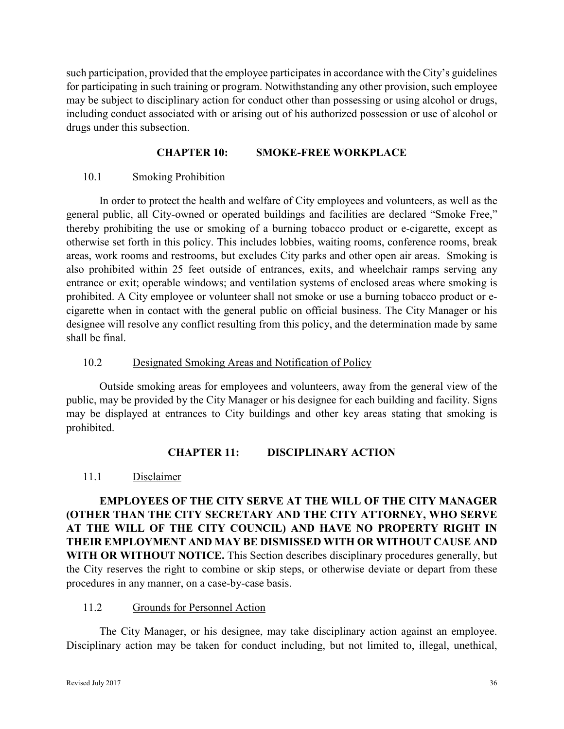such participation, provided that the employee participates in accordance with the City's guidelines for participating in such training or program. Notwithstanding any other provision, such employee may be subject to disciplinary action for conduct other than possessing or using alcohol or drugs, including conduct associated with or arising out of his authorized possession or use of alcohol or drugs under this subsection.

## CHAPTER 10: SMOKE-FREE WORKPLACE

### 10.1 Smoking Prohibition

In order to protect the health and welfare of City employees and volunteers, as well as the general public, all City-owned or operated buildings and facilities are declared "Smoke Free," thereby prohibiting the use or smoking of a burning tobacco product or e-cigarette, except as otherwise set forth in this policy. This includes lobbies, waiting rooms, conference rooms, break areas, work rooms and restrooms, but excludes City parks and other open air areas. Smoking is also prohibited within 25 feet outside of entrances, exits, and wheelchair ramps serving any entrance or exit; operable windows; and ventilation systems of enclosed areas where smoking is prohibited. A City employee or volunteer shall not smoke or use a burning tobacco product or e-cigarette when in contact with the general public on official business. The City Manager or his designee will resolve any conflict resulting from this policy, and the determination made by same shall be final.

### 10.2 Designated Smoking Areas and Notification of Policy

Outside smoking areas for employees and volunteers, away from the general view of the public, may be provided by the City Manager or his designee for each building and facility. Signs may be displayed at entrances to City buildings and other key areas stating that smoking is prohibited.

## CHAPTER 11: DISCIPLINARY ACTION

### 11.1 Disclaimer

**EMPLOYEES OF THE CITY SERVE AT THE WILL OF THE CITY MANAGER (OTHER THAN THE CITY SECRETARY AND THE CITY ATTORNEY, WHO SERVE AT THE WILL OF THE CITY COUNCIL) AND HAVE NO PROPERTY RIGHT IN THEIR EMPLOYMENT AND MAY BE DISMISSED WITH OR WITHOUT CAUSE AND WITH OR WITHOUT NOTICE.** This Section describes disciplinary procedures generally, but the City reserves the right to combine or skip steps, or otherwise deviate or depart from these procedures in any manner, on a case-by-case basis.

### 11.2 Grounds for Personnel Action

The City Manager, or his designee, may take disciplinary action against an employee. Disciplinary action may be taken for conduct including, but not limited to, illegal, unethical,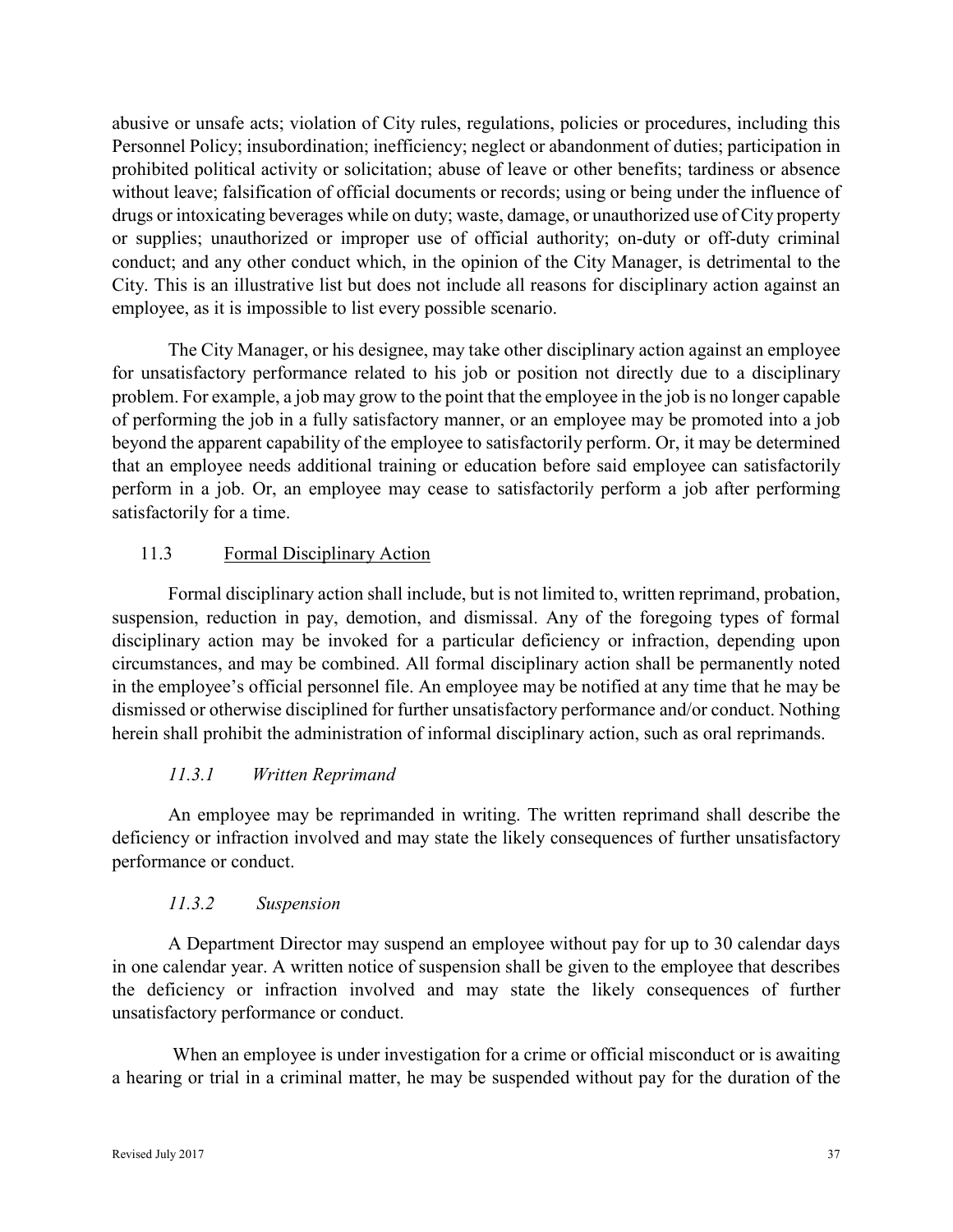abusive or unsafe acts; violation of City rules, regulations, policies or procedures, including this Personnel Policy; insubordination; inefficiency; neglect or abandonment of duties; participation in prohibited political activity or solicitation; abuse of leave or other benefits; tardiness or absence without leave; falsification of official documents or records; using or being under the influence of drugs or intoxicating beverages while on duty; waste, damage, or unauthorized use of City property or supplies; unauthorized or improper use of official authority; on-duty or off-duty criminal conduct; and any other conduct which, in the opinion of the City Manager, is detrimental to the City. This is an illustrative list but does not include all reasons for disciplinary action against an employee, as it is impossible to list every possible scenario.

The City Manager, or his designee, may take other disciplinary action against an employee for unsatisfactory performance related to his job or position not directly due to a disciplinary problem. For example, a job may grow to the point that the employee in the job is no longer capable of performing the job in a fully satisfactory manner, or an employee may be promoted into a job beyond the apparent capability of the employee to satisfactorily perform. Or, it may be determined that an employee needs additional training or education before said employee can satisfactorily perform in a job. Or, an employee may cease to satisfactorily perform a job after performing satisfactorily for a time.

### 11.3 Formal Disciplinary Action

Formal disciplinary action shall include, but is not limited to, written reprimand, probation, suspension, reduction in pay, demotion, and dismissal. Any of the foregoing types of formal disciplinary action may be invoked for a particular deficiency or infraction, depending upon circumstances, and may be combined. All formal disciplinary action shall be permanently noted in the employee's official personnel file. An employee may be notified at any time that he may be dismissed or otherwise disciplined for further unsatisfactory performance and/or conduct. Nothing herein shall prohibit the administration of informal disciplinary action, such as oral reprimands.

#### *11.3.1 Written Reprimand*

An employee may be reprimanded in writing. The written reprimand shall describe the deficiency or infraction involved and may state the likely consequences of further unsatisfactory performance or conduct.

#### *11.3.2 Suspension*

A Department Director may suspend an employee without pay for up to 30 calendar days in one calendar year. A written notice of suspension shall be given to the employee that describes the deficiency or infraction involved and may state the likely consequences of further unsatisfactory performance or conduct.

When an employee is under investigation for a crime or official misconduct or is awaiting a hearing or trial in a criminal matter, he may be suspended without pay for the duration of the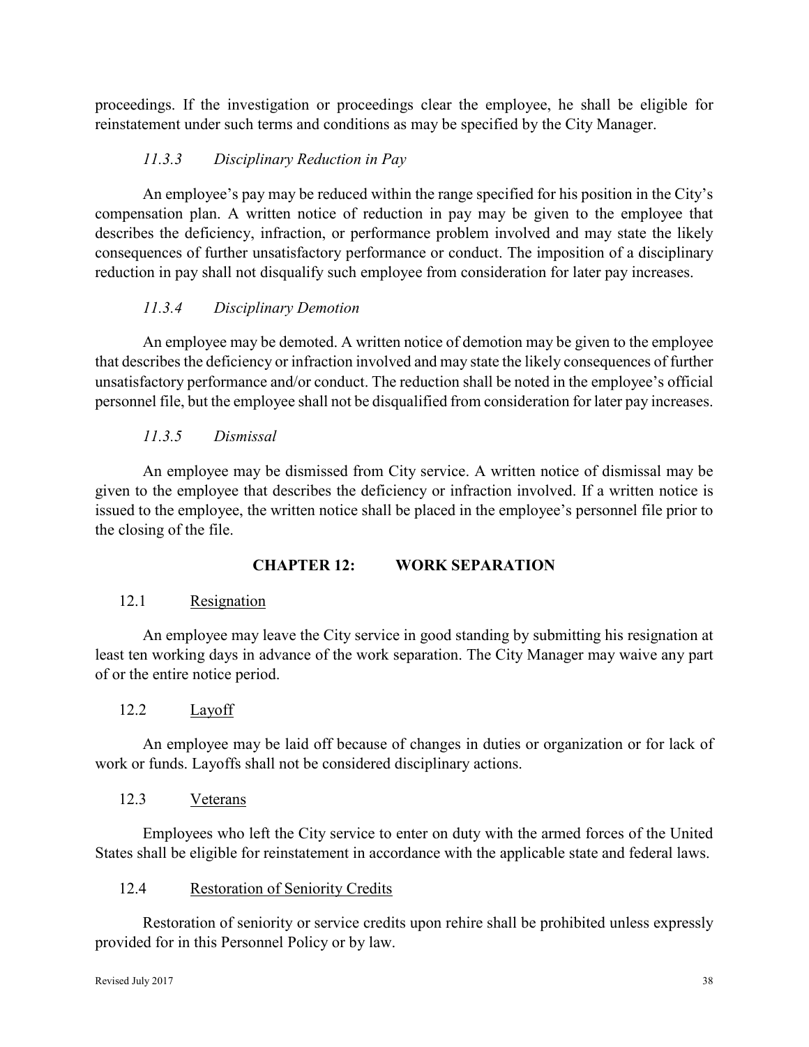proceedings. If the investigation or proceedings clear the employee, he shall be eligible for reinstatement under such terms and conditions as may be specified by the City Manager.

#### *11.3.3 Disciplinary Reduction in Pay*

An employee's pay may be reduced within the range specified for his position in the City's compensation plan. A written notice of reduction in pay may be given to the employee that describes the deficiency, infraction, or performance problem involved and may state the likely consequences of further unsatisfactory performance or conduct. The imposition of a disciplinary reduction in pay shall not disqualify such employee from consideration for later pay increases.

#### *11.3.4 Disciplinary Demotion*

An employee may be demoted. A written notice of demotion may be given to the employee that describes the deficiency or infraction involved and may state the likely consequences of further unsatisfactory performance and/or conduct. The reduction shall be noted in the employee's official personnel file, but the employee shall not be disqualified from consideration for later pay increases.

#### *11.3.5 Dismissal*

An employee may be dismissed from City service. A written notice of dismissal may be given to the employee that describes the deficiency or infraction involved. If a written notice is issued to the employee, the written notice shall be placed in the employee's personnel file prior to the closing of the file.

## CHAPTER 12: WORK SEPARATION

### 12.1 Resignation

An employee may leave the City service in good standing by submitting his resignation at least ten working days in advance of the work separation. The City Manager may waive any part of or the entire notice period.

### 12.2 Layoff

An employee may be laid off because of changes in duties or organization or for lack of work or funds. Layoffs shall not be considered disciplinary actions.

### 12.3 Veterans

Employees who left the City service to enter on duty with the armed forces of the United States shall be eligible for reinstatement in accordance with the applicable state and federal laws.

### 12.4 Restoration of Seniority Credits

Restoration of seniority or service credits upon rehire shall be prohibited unless expressly provided for in this Personnel Policy or by law.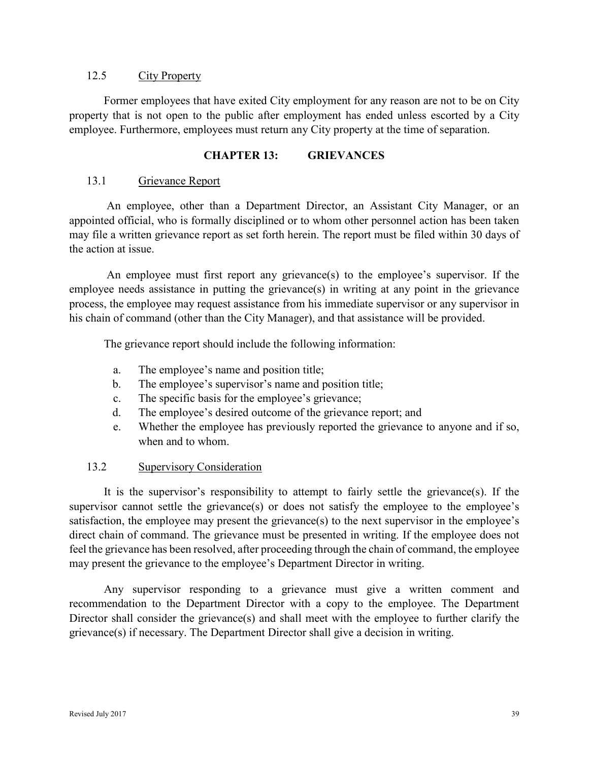### 12.5 City Property

Former employees that have exited City employment for any reason are not to be on City property that is not open to the public after employment has ended unless escorted by a City employee. Furthermore, employees must return any City property at the time of separation.

## CHAPTER 13: GRIEVANCES

### 13.1 Grievance Report

An employee, other than a Department Director, an Assistant City Manager, or an appointed official, who is formally disciplined or to whom other personnel action has been taken may file a written grievance report as set forth herein. The report must be filed within 30 days of the action at issue.

An employee must first report any grievance(s) to the employee's supervisor. If the employee needs assistance in putting the grievance(s) in writing at any point in the grievance process, the employee may request assistance from his immediate supervisor or any supervisor in his chain of command (other than the City Manager), and that assistance will be provided.

The grievance report should include the following information:

a. The employee's name and position title;
b. The employee's supervisor's name and position title;
c. The specific basis for the employee's grievance;
d. The employee's desired outcome of the grievance report; and
e. Whether the employee has previously reported the grievance to anyone and if so, when and to whom.

### 13.2 Supervisory Consideration

It is the supervisor's responsibility to attempt to fairly settle the grievance(s). If the supervisor cannot settle the grievance(s) or does not satisfy the employee to the employee's satisfaction, the employee may present the grievance(s) to the next supervisor in the employee's direct chain of command. The grievance must be presented in writing. If the employee does not feel the grievance has been resolved, after proceeding through the chain of command, the employee may present the grievance to the employee's Department Director in writing.

Any supervisor responding to a grievance must give a written comment and recommendation to the Department Director with a copy to the employee. The Department Director shall consider the grievance(s) and shall meet with the employee to further clarify the grievance(s) if necessary. The Department Director shall give a decision in writing.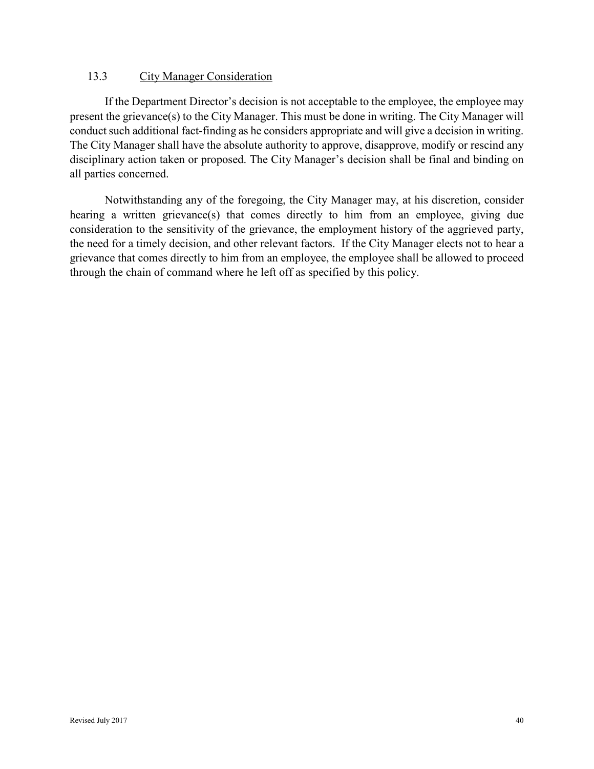### 13.3 City Manager Consideration

If the Department Director's decision is not acceptable to the employee, the employee may present the grievance(s) to the City Manager. This must be done in writing. The City Manager will conduct such additional fact-finding as he considers appropriate and will give a decision in writing. The City Manager shall have the absolute authority to approve, disapprove, modify or rescind any disciplinary action taken or proposed. The City Manager's decision shall be final and binding on all parties concerned.

Notwithstanding any of the foregoing, the City Manager may, at his discretion, consider hearing a written grievance(s) that comes directly to him from an employee, giving due consideration to the sensitivity of the grievance, the employment history of the aggrieved party, the need for a timely decision, and other relevant factors. If the City Manager elects not to hear a grievance that comes directly to him from an employee, the employee shall be allowed to proceed through the chain of command where he left off as specified by this policy.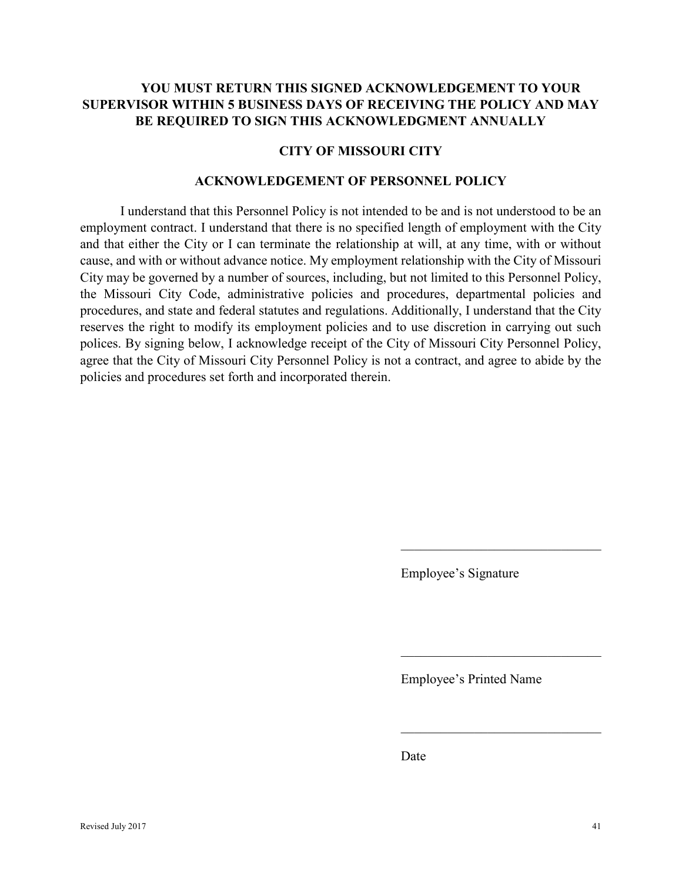**YOU MUST RETURN THIS SIGNED ACKNOWLEDGEMENT TO YOUR SUPERVISOR WITHIN 5 BUSINESS DAYS OF RECEIVING THE POLICY AND MAY BE REQUIRED TO SIGN THIS ACKNOWLEDGMENT ANNUALLY**

## CITY OF MISSOURI CITY

## ACKNOWLEDGEMENT OF PERSONNEL POLICY

I understand that this Personnel Policy is not intended to be and is not understood to be an employment contract. I understand that there is no specified length of employment with the City and that either the City or I can terminate the relationship at will, at any time, with or without cause, and with or without advance notice. My employment relationship with the City of Missouri City may be governed by a number of sources, including, but not limited to this Personnel Policy, the Missouri City Code, administrative policies and procedures, departmental policies and procedures, and state and federal statutes and regulations. Additionally, I understand that the City reserves the right to modify its employment policies and to use discretion in carrying out such polices. By signing below, I acknowledge receipt of the City of Missouri City Personnel Policy, agree that the City of Missouri City Personnel Policy is not a contract, and agree to abide by the policies and procedures set forth and incorporated therein.

_______________________________

Employee's Signature

_______________________________

Employee's Printed Name

_______________________________

Date

Revised July 2017